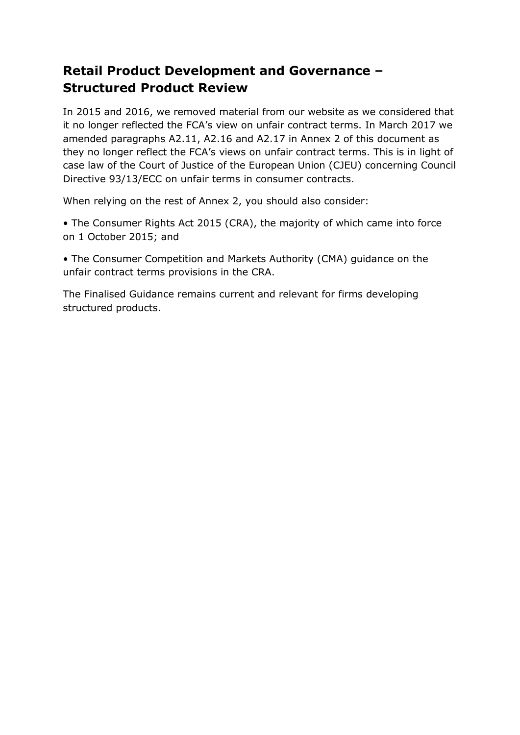# Retail Product Development and Governance – Structured Product Review

In 2015 and 2016, we removed material from our website as we considered that it no longer reflected the FCA's view on unfair contract terms. In March 2017 we amended paragraphs A2.11, A2.16 and A2.17 in Annex 2 of this document as they no longer reflect the FCA's views on unfair contract terms. This is in light of case law of the Court of Justice of the European Union (CJEU) concerning Council Directive 93/13/ECC on unfair terms in consumer contracts.

When relying on the rest of Annex 2, you should also consider:

- The Consumer Rights Act 2015 (CRA), the majority of which came into force on 1 October 2015; and
- The Consumer Competition and Markets Authority (CMA) guidance on the unfair contract terms provisions in the CRA.

The Finalised Guidance remains current and relevant for firms developing structured products.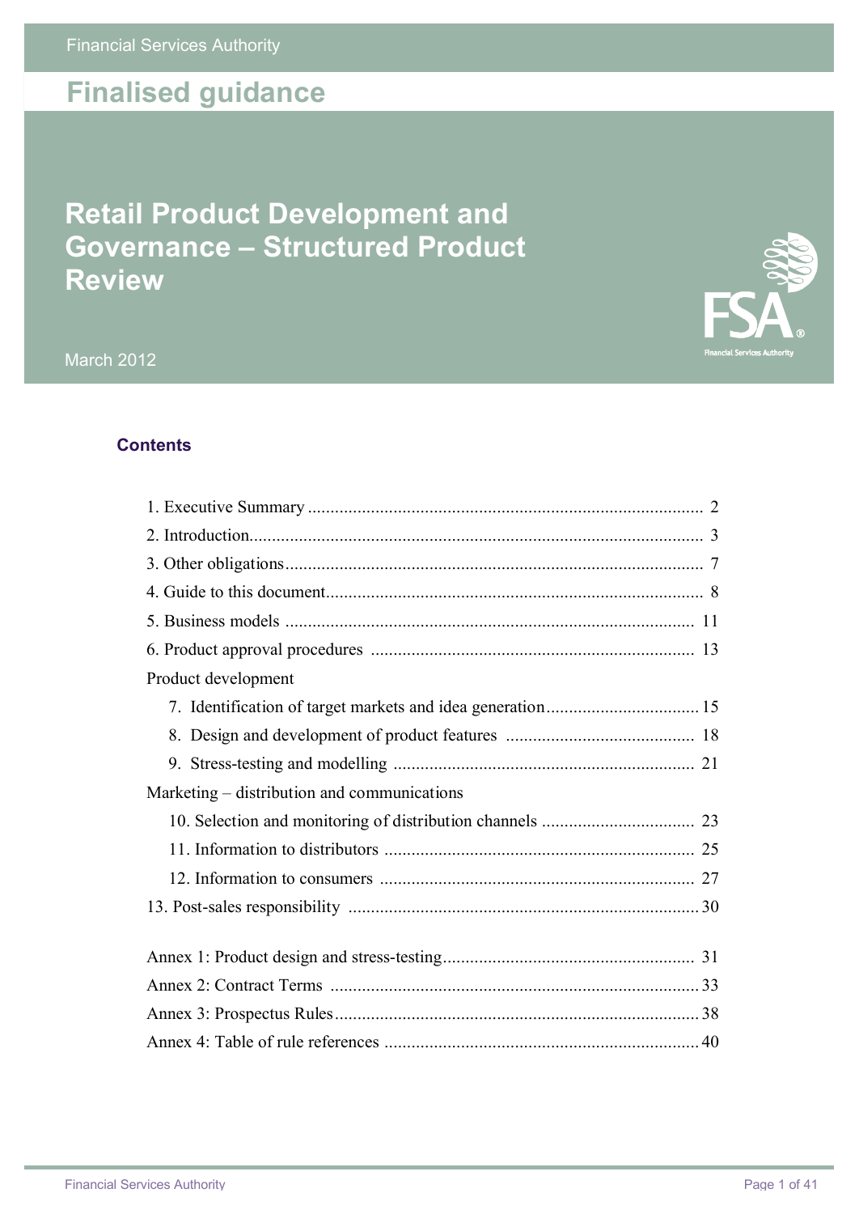Financial Services Authority

# Finalised guidance

# Retail Product Development and Governance – Structured Product Review

March 2012

## Contents

| | |
|---|---|
| 1. Executive Summary | 2 |
| 2. Introduction | 3 |
| 3. Other obligations | 7 |
| 4. Guide to this document | 8 |
| 5. Business models | 11 |
| 6. Product approval procedures | 13 |
| Product development | |
| 7. Identification of target markets and idea generation | 15 |
| 8. Design and development of product features | 18 |
| 9. Stress-testing and modelling | 21 |
| Marketing – distribution and communications | |
| 10. Selection and monitoring of distribution channels | 23 |
| 11. Information to distributors | 25 |
| 12. Information to consumers | 27 |
| 13. Post-sales responsibility | 30 |
| Annex 1: Product design and stress-testing | 31 |
| Annex 2: Contract Terms | 33 |
| Annex 3: Prospectus Rules | 38 |
| Annex 4: Table of rule references | 40 |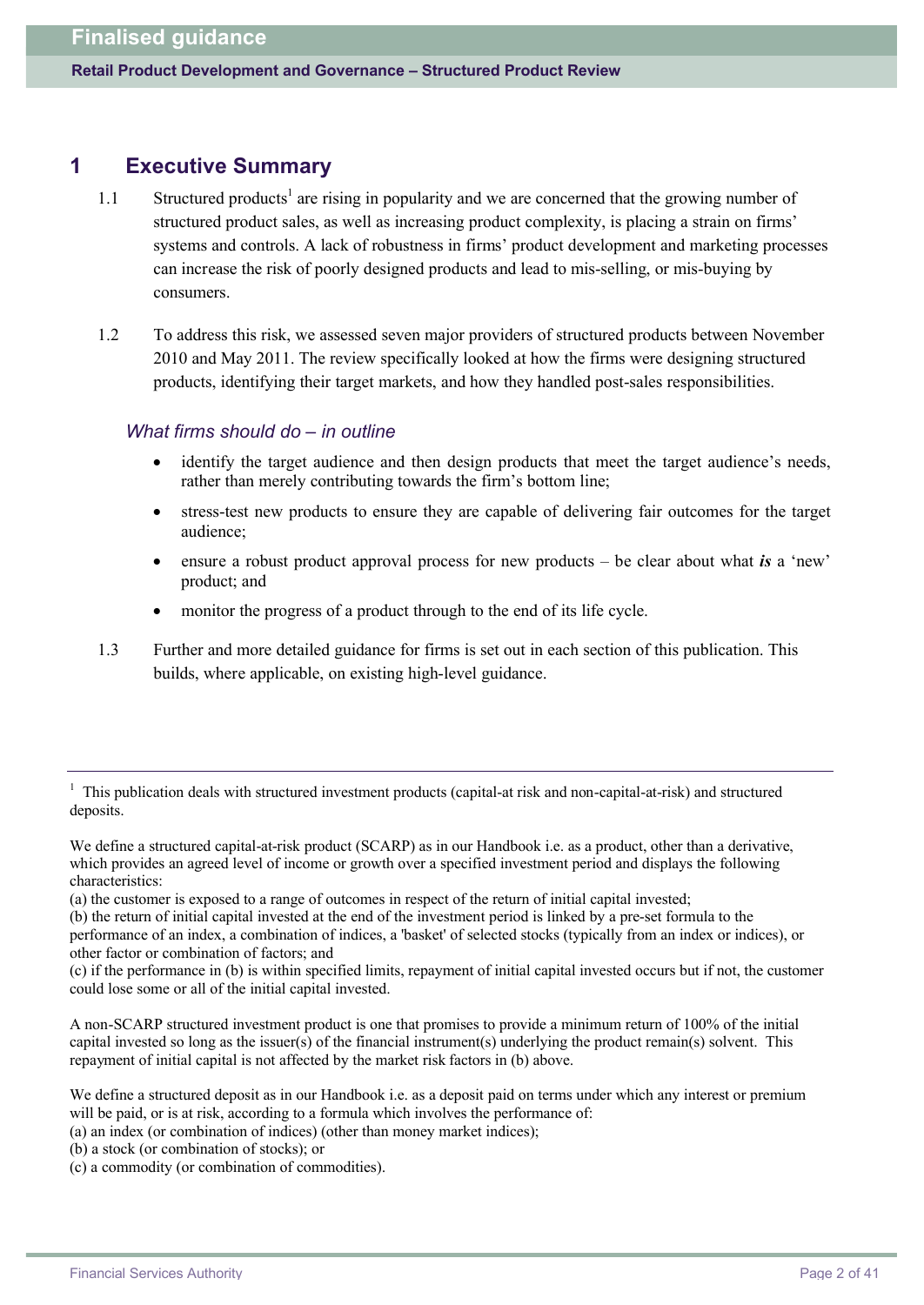# 1 Executive Summary

1.1 Structured products[1] are rising in popularity and we are concerned that the growing number of structured product sales, as well as increasing product complexity, is placing a strain on firms' systems and controls. A lack of robustness in firms' product development and marketing processes can increase the risk of poorly designed products and lead to mis-selling, or mis-buying by consumers.

1.2 To address this risk, we assessed seven major providers of structured products between November 2010 and May 2011. The review specifically looked at how the firms were designing structured products, identifying their target markets, and how they handled post-sales responsibilities.

### *What firms should do – in outline*

- identify the target audience and then design products that meet the target audience's needs, rather than merely contributing towards the firm's bottom line;
- stress-test new products to ensure they are capable of delivering fair outcomes for the target audience;
- ensure a robust product approval process for new products – be clear about what ***is*** a 'new' product; and
- monitor the progress of a product through to the end of its life cycle.

1.3 Further and more detailed guidance for firms is set out in each section of this publication. This builds, where applicable, on existing high-level guidance.

---

[1] This publication deals with structured investment products (capital-at risk and non-capital-at-risk) and structured deposits.

We define a structured capital-at-risk product (SCARP) as in our Handbook i.e. as a product, other than a derivative, which provides an agreed level of income or growth over a specified investment period and displays the following characteristics:
(a) the customer is exposed to a range of outcomes in respect of the return of initial capital invested;
(b) the return of initial capital invested at the end of the investment period is linked by a pre-set formula to the performance of an index, a combination of indices, a 'basket' of selected stocks (typically from an index or indices), or other factor or combination of factors; and
(c) if the performance in (b) is within specified limits, repayment of initial capital invested occurs but if not, the customer could lose some or all of the initial capital invested.

A non-SCARP structured investment product is one that promises to provide a minimum return of 100% of the initial capital invested so long as the issuer(s) of the financial instrument(s) underlying the product remain(s) solvent. This repayment of initial capital is not affected by the market risk factors in (b) above.

We define a structured deposit as in our Handbook i.e. as a deposit paid on terms under which any interest or premium will be paid, or is at risk, according to a formula which involves the performance of:
(a) an index (or combination of indices) (other than money market indices);
(b) a stock (or combination of stocks); or
(c) a commodity (or combination of commodities).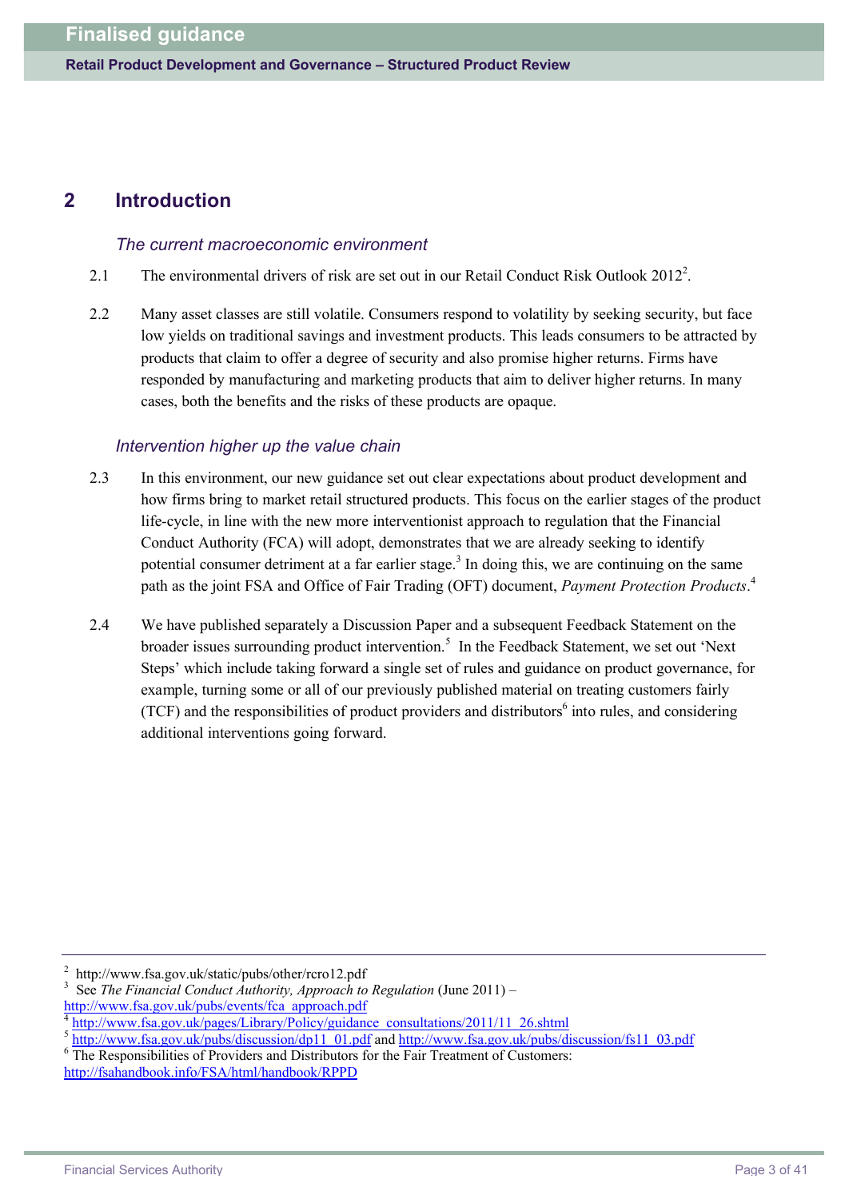## 2 Introduction

### *The current macroeconomic environment*

2.1 The environmental drivers of risk are set out in our Retail Conduct Risk Outlook 2012[2].

2.2 Many asset classes are still volatile. Consumers respond to volatility by seeking security, but face low yields on traditional savings and investment products. This leads consumers to be attracted by products that claim to offer a degree of security and also promise higher returns. Firms have responded by manufacturing and marketing products that aim to deliver higher returns. In many cases, both the benefits and the risks of these products are opaque.

### *Intervention higher up the value chain*

2.3 In this environment, our new guidance set out clear expectations about product development and how firms bring to market retail structured products. This focus on the earlier stages of the product life-cycle, in line with the new more interventionist approach to regulation that the Financial Conduct Authority (FCA) will adopt, demonstrates that we are already seeking to identify potential consumer detriment at a far earlier stage.[3] In doing this, we are continuing on the same path as the joint FSA and Office of Fair Trading (OFT) document, *Payment Protection Products*.[4]

2.4 We have published separately a Discussion Paper and a subsequent Feedback Statement on the broader issues surrounding product intervention.[5] In the Feedback Statement, we set out 'Next Steps' which include taking forward a single set of rules and guidance on product governance, for example, turning some or all of our previously published material on treating customers fairly (TCF) and the responsibilities of product providers and distributors[6] into rules, and considering additional interventions going forward.

---

[2] http://www.fsa.gov.uk/static/pubs/other/rcro12.pdf

[3] See *The Financial Conduct Authority, Approach to Regulation* (June 2011) – http://www.fsa.gov.uk/pubs/events/fca_approach.pdf

[4] http://www.fsa.gov.uk/pages/Library/Policy/guidance_consultations/2011/11_26.shtml

[5] http://www.fsa.gov.uk/pubs/discussion/dp11_01.pdf and http://www.fsa.gov.uk/pubs/discussion/fs11_03.pdf

[6] The Responsibilities of Providers and Distributors for the Fair Treatment of Customers: http://fsahandbook.info/FSA/html/handbook/RPPD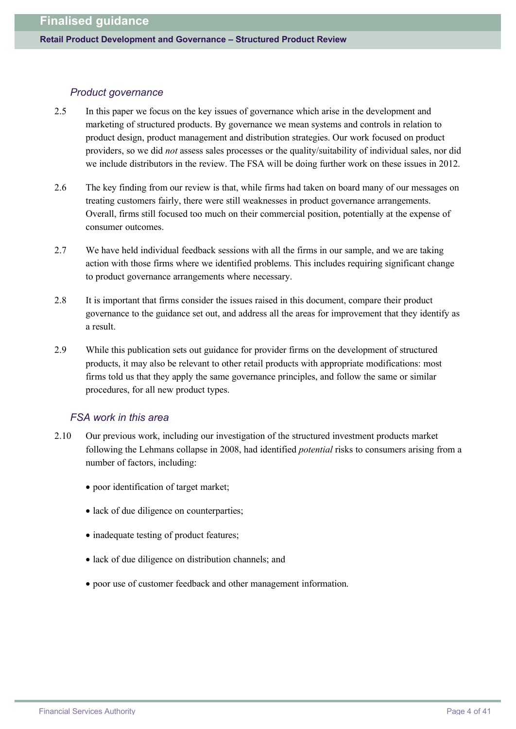### *Product governance*

2.5 In this paper we focus on the key issues of governance which arise in the development and marketing of structured products. By governance we mean systems and controls in relation to product design, product management and distribution strategies. Our work focused on product providers, so we did *not* assess sales processes or the quality/suitability of individual sales, nor did we include distributors in the review. The FSA will be doing further work on these issues in 2012.

2.6 The key finding from our review is that, while firms had taken on board many of our messages on treating customers fairly, there were still weaknesses in product governance arrangements. Overall, firms still focused too much on their commercial position, potentially at the expense of consumer outcomes.

2.7 We have held individual feedback sessions with all the firms in our sample, and we are taking action with those firms where we identified problems. This includes requiring significant change to product governance arrangements where necessary.

2.8 It is important that firms consider the issues raised in this document, compare their product governance to the guidance set out, and address all the areas for improvement that they identify as a result.

2.9 While this publication sets out guidance for provider firms on the development of structured products, it may also be relevant to other retail products with appropriate modifications: most firms told us that they apply the same governance principles, and follow the same or similar procedures, for all new product types.

### *FSA work in this area*

2.10 Our previous work, including our investigation of the structured investment products market following the Lehmans collapse in 2008, had identified *potential* risks to consumers arising from a number of factors, including:

- poor identification of target market;
- lack of due diligence on counterparties;
- inadequate testing of product features;
- lack of due diligence on distribution channels; and
- poor use of customer feedback and other management information.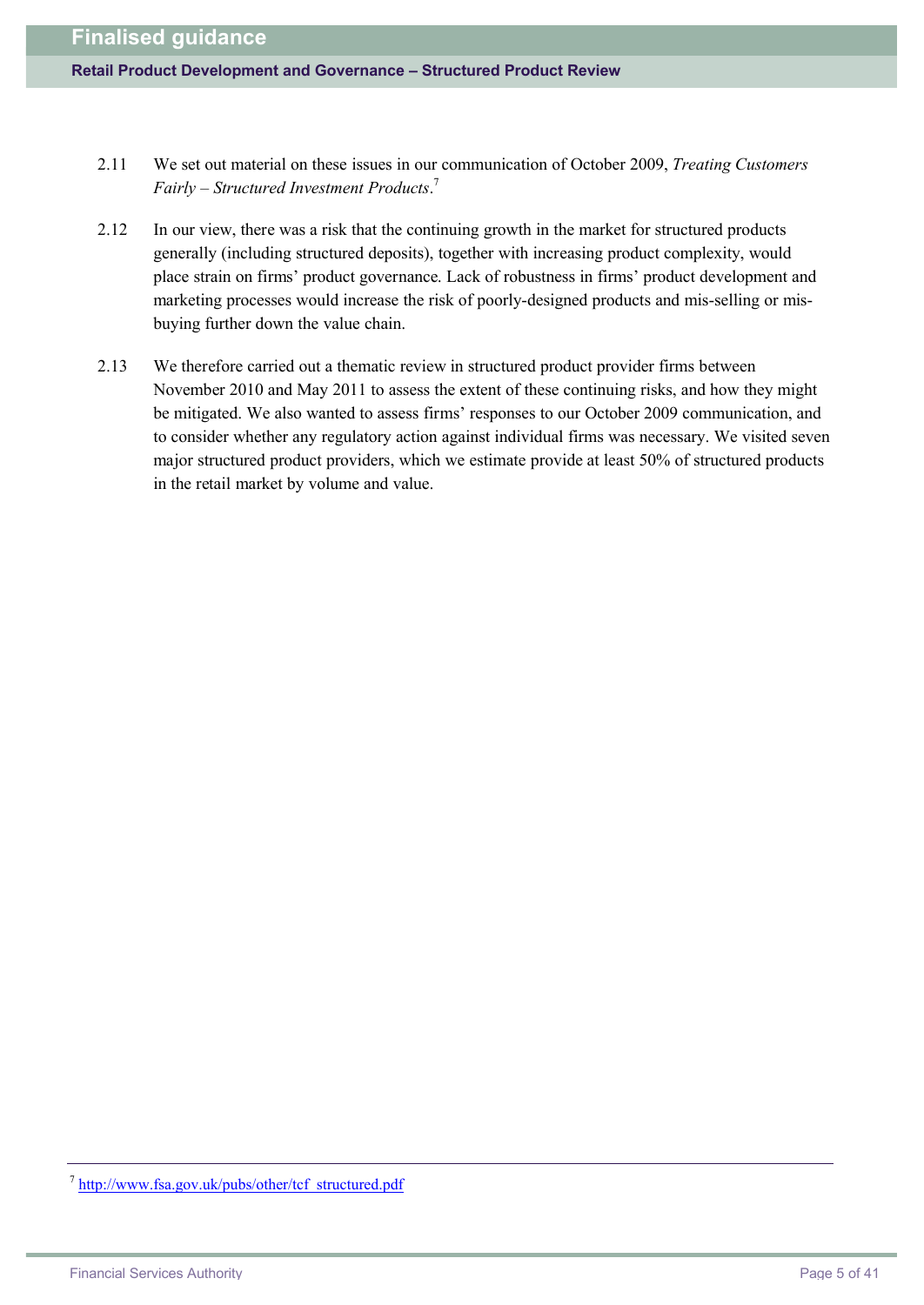2.11 We set out material on these issues in our communication of October 2009, *Treating Customers Fairly – Structured Investment Products*.[7]

2.12 In our view, there was a risk that the continuing growth in the market for structured products generally (including structured deposits), together with increasing product complexity, would place strain on firms' product governance. Lack of robustness in firms' product development and marketing processes would increase the risk of poorly-designed products and mis-selling or mis-buying further down the value chain.

2.13 We therefore carried out a thematic review in structured product provider firms between November 2010 and May 2011 to assess the extent of these continuing risks, and how they might be mitigated. We also wanted to assess firms' responses to our October 2009 communication, and to consider whether any regulatory action against individual firms was necessary. We visited seven major structured product providers, which we estimate provide at least 50% of structured products in the retail market by volume and value.

---

[7] http://www.fsa.gov.uk/pubs/other/tcf_structured.pdf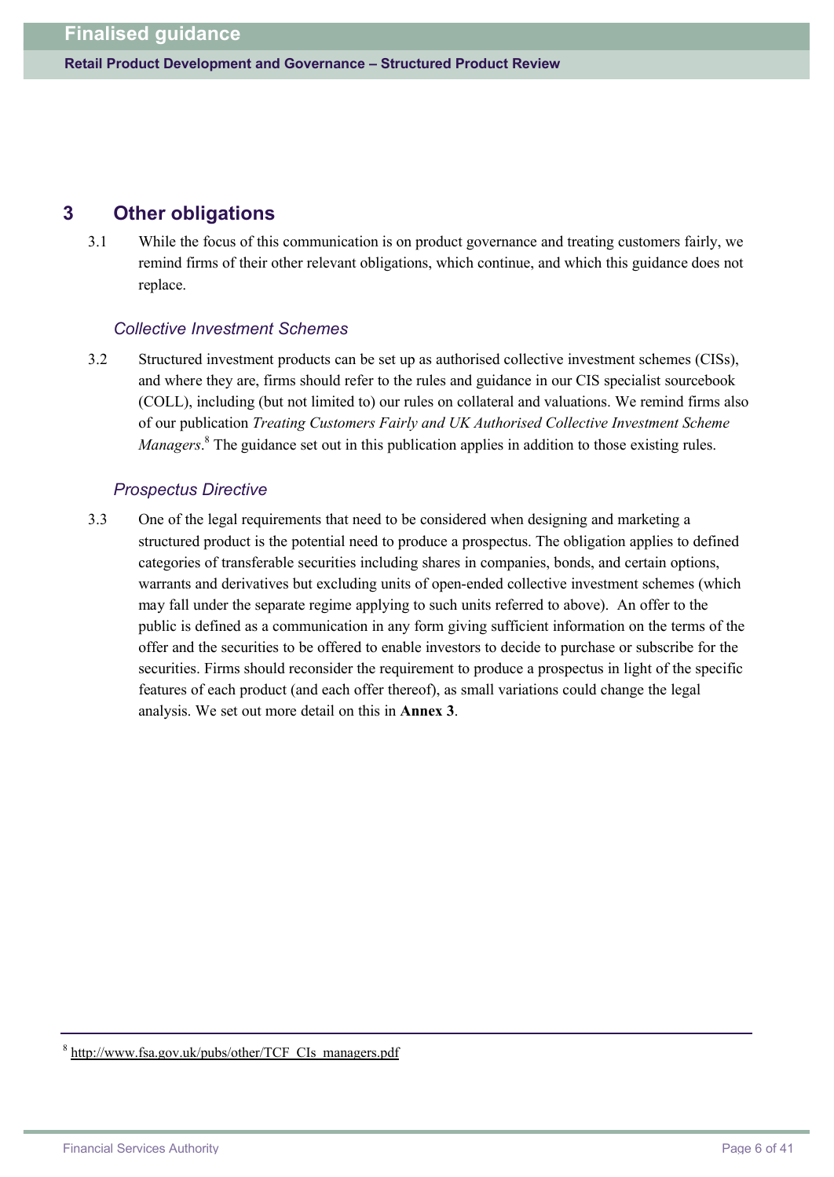## 3 Other obligations

3.1 While the focus of this communication is on product governance and treating customers fairly, we remind firms of their other relevant obligations, which continue, and which this guidance does not replace.

### *Collective Investment Schemes*

3.2 Structured investment products can be set up as authorised collective investment schemes (CISs), and where they are, firms should refer to the rules and guidance in our CIS specialist sourcebook (COLL), including (but not limited to) our rules on collateral and valuations. We remind firms also of our publication *Treating Customers Fairly and UK Authorised Collective Investment Scheme Managers*.[8] The guidance set out in this publication applies in addition to those existing rules.

### *Prospectus Directive*

3.3 One of the legal requirements that need to be considered when designing and marketing a structured product is the potential need to produce a prospectus. The obligation applies to defined categories of transferable securities including shares in companies, bonds, and certain options, warrants and derivatives but excluding units of open-ended collective investment schemes (which may fall under the separate regime applying to such units referred to above). An offer to the public is defined as a communication in any form giving sufficient information on the terms of the offer and the securities to be offered to enable investors to decide to purchase or subscribe for the securities. Firms should reconsider the requirement to produce a prospectus in light of the specific features of each product (and each offer thereof), as small variations could change the legal analysis. We set out more detail on this in **Annex 3**.

---

[8] http://www.fsa.gov.uk/pubs/other/TCF_CIs_managers.pdf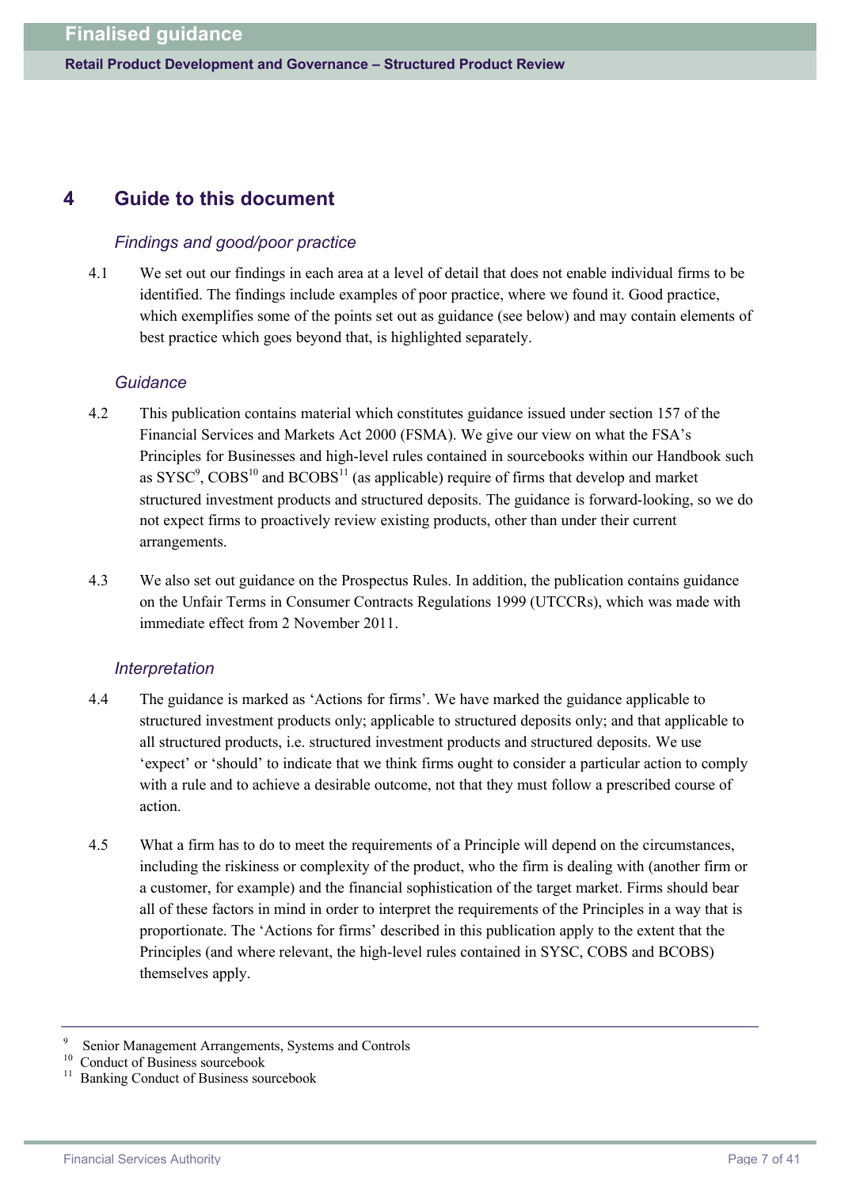## 4 Guide to this document

### *Findings and good/poor practice*

4.1 We set out our findings in each area at a level of detail that does not enable individual firms to be identified. The findings include examples of poor practice, where we found it. Good practice, which exemplifies some of the points set out as guidance (see below) and may contain elements of best practice which goes beyond that, is highlighted separately.

### *Guidance*

4.2 This publication contains material which constitutes guidance issued under section 157 of the Financial Services and Markets Act 2000 (FSMA). We give our view on what the FSA's Principles for Businesses and high-level rules contained in sourcebooks within our Handbook such as SYSC[9], COBS[10] and BCOBS[11] (as applicable) require of firms that develop and market structured investment products and structured deposits. The guidance is forward-looking, so we do not expect firms to proactively review existing products, other than under their current arrangements.

4.3 We also set out guidance on the Prospectus Rules. In addition, the publication contains guidance on the Unfair Terms in Consumer Contracts Regulations 1999 (UTCCRs), which was made with immediate effect from 2 November 2011.

### *Interpretation*

4.4 The guidance is marked as 'Actions for firms'. We have marked the guidance applicable to structured investment products only; applicable to structured deposits only; and that applicable to all structured products, i.e. structured investment products and structured deposits. We use 'expect' or 'should' to indicate that we think firms ought to consider a particular action to comply with a rule and to achieve a desirable outcome, not that they must follow a prescribed course of action.

4.5 What a firm has to do to meet the requirements of a Principle will depend on the circumstances, including the riskiness or complexity of the product, who the firm is dealing with (another firm or a customer, for example) and the financial sophistication of the target market. Firms should bear all of these factors in mind in order to interpret the requirements of the Principles in a way that is proportionate. The 'Actions for firms' described in this publication apply to the extent that the Principles (and where relevant, the high-level rules contained in SYSC, COBS and BCOBS) themselves apply.

---

[9] Senior Management Arrangements, Systems and Controls

[10] Conduct of Business sourcebook

[11] Banking Conduct of Business sourcebook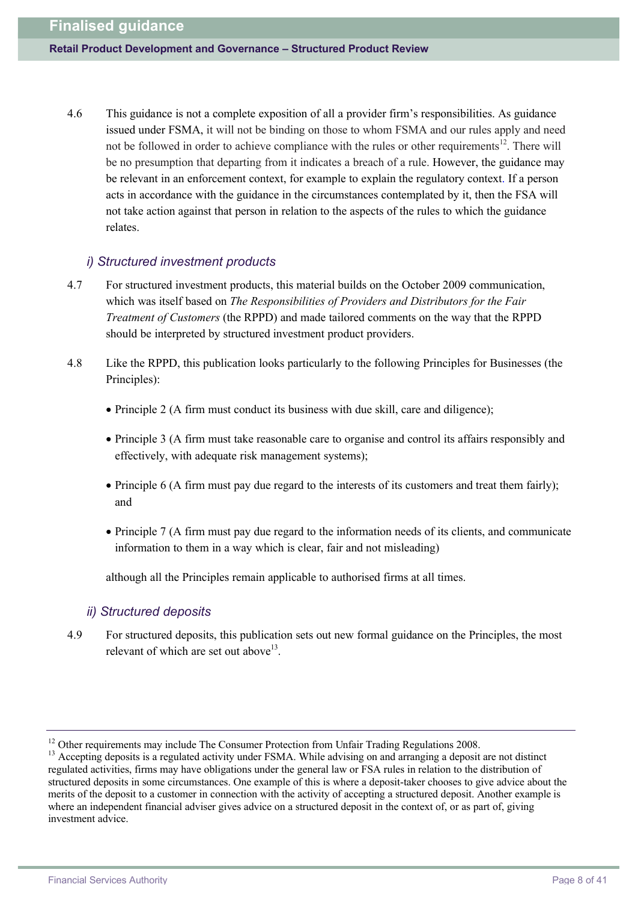4.6 This guidance is not a complete exposition of all a provider firm's responsibilities. As guidance issued under FSMA, it will not be binding on those to whom FSMA and our rules apply and need not be followed in order to achieve compliance with the rules or other requirements[12]. There will be no presumption that departing from it indicates a breach of a rule. However, the guidance may be relevant in an enforcement context, for example to explain the regulatory context. If a person acts in accordance with the guidance in the circumstances contemplated by it, then the FSA will not take action against that person in relation to the aspects of the rules to which the guidance relates.

### *i) Structured investment products*

4.7 For structured investment products, this material builds on the October 2009 communication, which was itself based on *The Responsibilities of Providers and Distributors for the Fair Treatment of Customers* (the RPPD) and made tailored comments on the way that the RPPD should be interpreted by structured investment product providers.

4.8 Like the RPPD, this publication looks particularly to the following Principles for Businesses (the Principles):

- Principle 2 (A firm must conduct its business with due skill, care and diligence);
- Principle 3 (A firm must take reasonable care to organise and control its affairs responsibly and effectively, with adequate risk management systems);
- Principle 6 (A firm must pay due regard to the interests of its customers and treat them fairly); and
- Principle 7 (A firm must pay due regard to the information needs of its clients, and communicate information to them in a way which is clear, fair and not misleading)

although all the Principles remain applicable to authorised firms at all times.

### *ii) Structured deposits*

4.9 For structured deposits, this publication sets out new formal guidance on the Principles, the most relevant of which are set out above[13].

---

[12] Other requirements may include The Consumer Protection from Unfair Trading Regulations 2008.

[13] Accepting deposits is a regulated activity under FSMA. While advising on and arranging a deposit are not distinct regulated activities, firms may have obligations under the general law or FSA rules in relation to the distribution of structured deposits in some circumstances. One example of this is where a deposit-taker chooses to give advice about the merits of the deposit to a customer in connection with the activity of accepting a structured deposit. Another example is where an independent financial adviser gives advice on a structured deposit in the context of, or as part of, giving investment advice.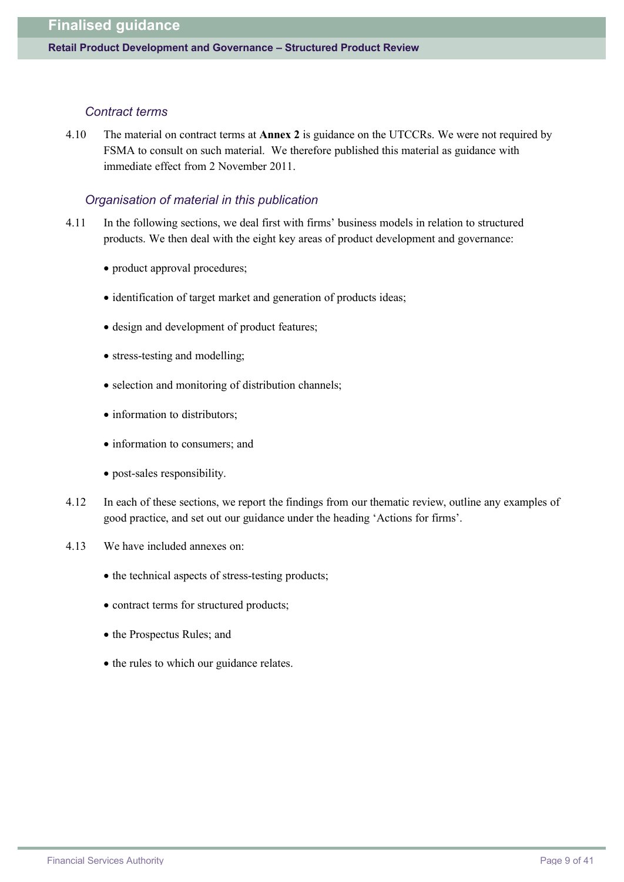### *Contract terms*

4.10 The material on contract terms at **Annex 2** is guidance on the UTCCRs. We were not required by FSMA to consult on such material. We therefore published this material as guidance with immediate effect from 2 November 2011.

### *Organisation of material in this publication*

4.11 In the following sections, we deal first with firms' business models in relation to structured products. We then deal with the eight key areas of product development and governance:

- product approval procedures;
- identification of target market and generation of products ideas;
- design and development of product features;
- stress-testing and modelling;
- selection and monitoring of distribution channels;
- information to distributors;
- information to consumers; and
- post-sales responsibility.

4.12 In each of these sections, we report the findings from our thematic review, outline any examples of good practice, and set out our guidance under the heading 'Actions for firms'.

4.13 We have included annexes on:

- the technical aspects of stress-testing products;
- contract terms for structured products;
- the Prospectus Rules; and
- the rules to which our guidance relates.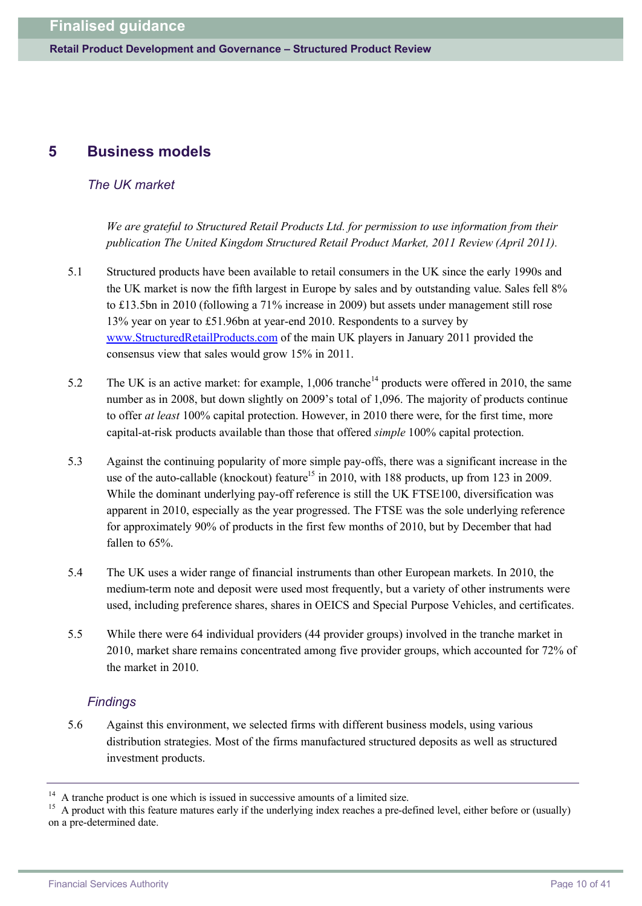## 5 Business models

### *The UK market*

*We are grateful to Structured Retail Products Ltd. for permission to use information from their publication The United Kingdom Structured Retail Product Market, 2011 Review (April 2011).*

5.1 Structured products have been available to retail consumers in the UK since the early 1990s and the UK market is now the fifth largest in Europe by sales and by outstanding value. Sales fell 8% to £13.5bn in 2010 (following a 71% increase in 2009) but assets under management still rose 13% year on year to £51.96bn at year-end 2010. Respondents to a survey by www.StructuredRetailProducts.com of the main UK players in January 2011 provided the consensus view that sales would grow 15% in 2011.

5.2 The UK is an active market: for example, 1,006 tranche[14] products were offered in 2010, the same number as in 2008, but down slightly on 2009's total of 1,096. The majority of products continue to offer *at least* 100% capital protection. However, in 2010 there were, for the first time, more capital-at-risk products available than those that offered *simple* 100% capital protection.

5.3 Against the continuing popularity of more simple pay-offs, there was a significant increase in the use of the auto-callable (knockout) feature[15] in 2010, with 188 products, up from 123 in 2009. While the dominant underlying pay-off reference is still the UK FTSE100, diversification was apparent in 2010, especially as the year progressed. The FTSE was the sole underlying reference for approximately 90% of products in the first few months of 2010, but by December that had fallen to 65%.

5.4 The UK uses a wider range of financial instruments than other European markets. In 2010, the medium-term note and deposit were used most frequently, but a variety of other instruments were used, including preference shares, shares in OEICS and Special Purpose Vehicles, and certificates.

5.5 While there were 64 individual providers (44 provider groups) involved in the tranche market in 2010, market share remains concentrated among five provider groups, which accounted for 72% of the market in 2010.

### *Findings*

5.6 Against this environment, we selected firms with different business models, using various distribution strategies. Most of the firms manufactured structured deposits as well as structured investment products.

---

[14] A tranche product is one which is issued in successive amounts of a limited size.

[15] A product with this feature matures early if the underlying index reaches a pre-defined level, either before or (usually) on a pre-determined date.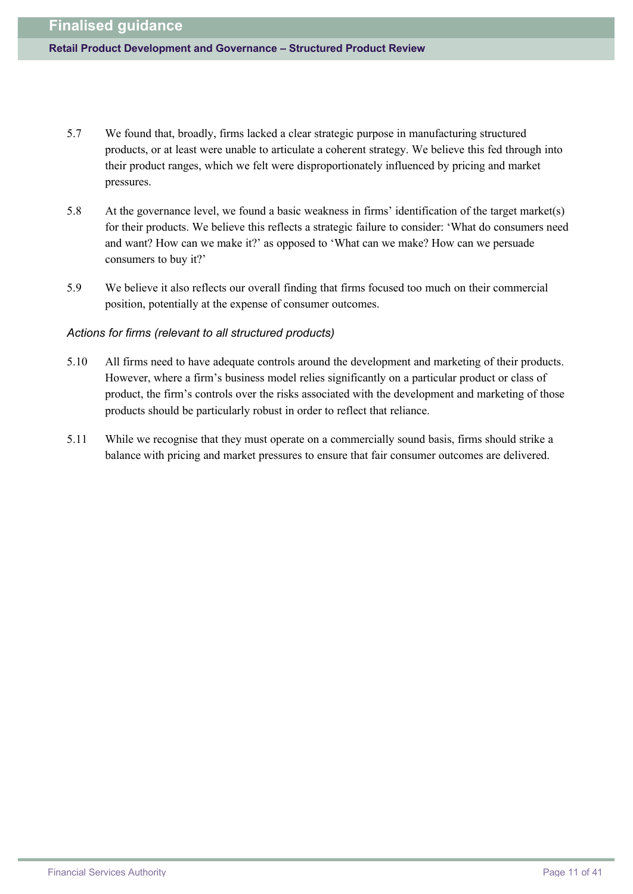5.7 We found that, broadly, firms lacked a clear strategic purpose in manufacturing structured products, or at least were unable to articulate a coherent strategy. We believe this fed through into their product ranges, which we felt were disproportionately influenced by pricing and market pressures.

5.8 At the governance level, we found a basic weakness in firms' identification of the target market(s) for their products. We believe this reflects a strategic failure to consider: 'What do consumers need and want? How can we make it?' as opposed to 'What can we make? How can we persuade consumers to buy it?'

5.9 We believe it also reflects our overall finding that firms focused too much on their commercial position, potentially at the expense of consumer outcomes.

*Actions for firms (relevant to all structured products)*

5.10 All firms need to have adequate controls around the development and marketing of their products. However, where a firm's business model relies significantly on a particular product or class of product, the firm's controls over the risks associated with the development and marketing of those products should be particularly robust in order to reflect that reliance.

5.11 While we recognise that they must operate on a commercially sound basis, firms should strike a balance with pricing and market pressures to ensure that fair consumer outcomes are delivered.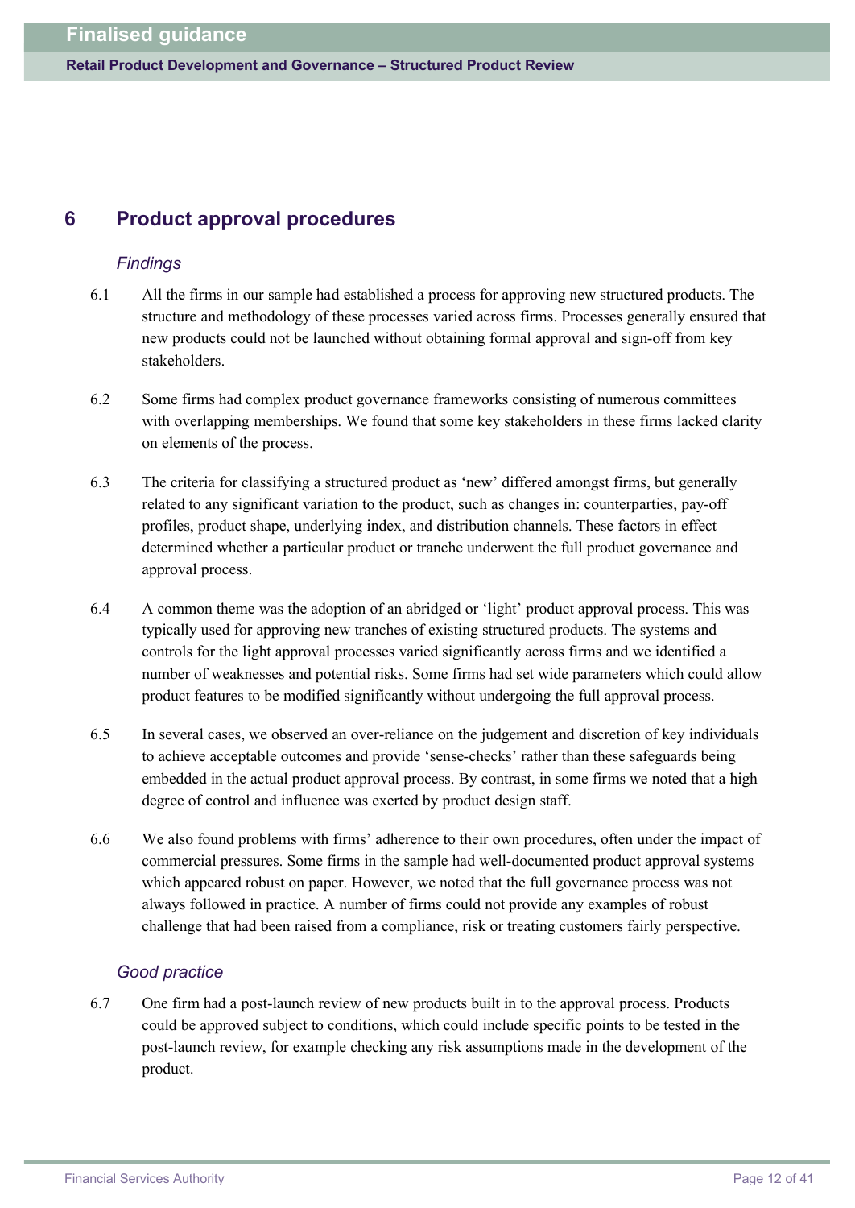## 6 Product approval procedures

### *Findings*

6.1 All the firms in our sample had established a process for approving new structured products. The structure and methodology of these processes varied across firms. Processes generally ensured that new products could not be launched without obtaining formal approval and sign-off from key stakeholders.

6.2 Some firms had complex product governance frameworks consisting of numerous committees with overlapping memberships. We found that some key stakeholders in these firms lacked clarity on elements of the process.

6.3 The criteria for classifying a structured product as 'new' differed amongst firms, but generally related to any significant variation to the product, such as changes in: counterparties, pay-off profiles, product shape, underlying index, and distribution channels. These factors in effect determined whether a particular product or tranche underwent the full product governance and approval process.

6.4 A common theme was the adoption of an abridged or 'light' product approval process. This was typically used for approving new tranches of existing structured products. The systems and controls for the light approval processes varied significantly across firms and we identified a number of weaknesses and potential risks. Some firms had set wide parameters which could allow product features to be modified significantly without undergoing the full approval process.

6.5 In several cases, we observed an over-reliance on the judgement and discretion of key individuals to achieve acceptable outcomes and provide 'sense-checks' rather than these safeguards being embedded in the actual product approval process. By contrast, in some firms we noted that a high degree of control and influence was exerted by product design staff.

6.6 We also found problems with firms' adherence to their own procedures, often under the impact of commercial pressures. Some firms in the sample had well-documented product approval systems which appeared robust on paper. However, we noted that the full governance process was not always followed in practice. A number of firms could not provide any examples of robust challenge that had been raised from a compliance, risk or treating customers fairly perspective.

### *Good practice*

6.7 One firm had a post-launch review of new products built in to the approval process. Products could be approved subject to conditions, which could include specific points to be tested in the post-launch review, for example checking any risk assumptions made in the development of the product.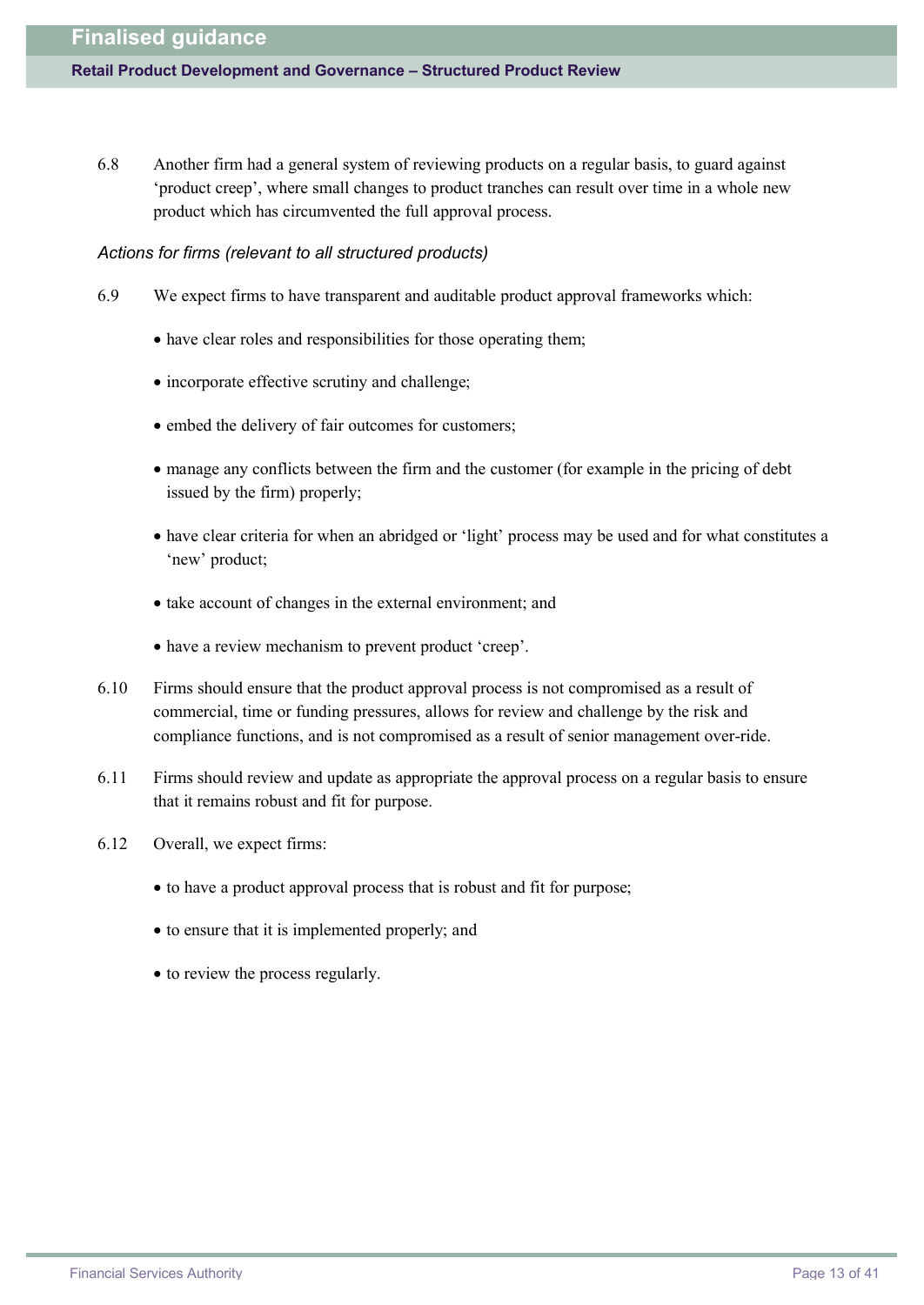6.8 Another firm had a general system of reviewing products on a regular basis, to guard against 'product creep', where small changes to product tranches can result over time in a whole new product which has circumvented the full approval process.

*Actions for firms (relevant to all structured products)*

6.9 We expect firms to have transparent and auditable product approval frameworks which:

- have clear roles and responsibilities for those operating them;
- incorporate effective scrutiny and challenge;
- embed the delivery of fair outcomes for customers;
- manage any conflicts between the firm and the customer (for example in the pricing of debt issued by the firm) properly;
- have clear criteria for when an abridged or 'light' process may be used and for what constitutes a 'new' product;
- take account of changes in the external environment; and
- have a review mechanism to prevent product 'creep'.

6.10 Firms should ensure that the product approval process is not compromised as a result of commercial, time or funding pressures, allows for review and challenge by the risk and compliance functions, and is not compromised as a result of senior management over-ride.

6.11 Firms should review and update as appropriate the approval process on a regular basis to ensure that it remains robust and fit for purpose.

6.12 Overall, we expect firms:

- to have a product approval process that is robust and fit for purpose;
- to ensure that it is implemented properly; and
- to review the process regularly.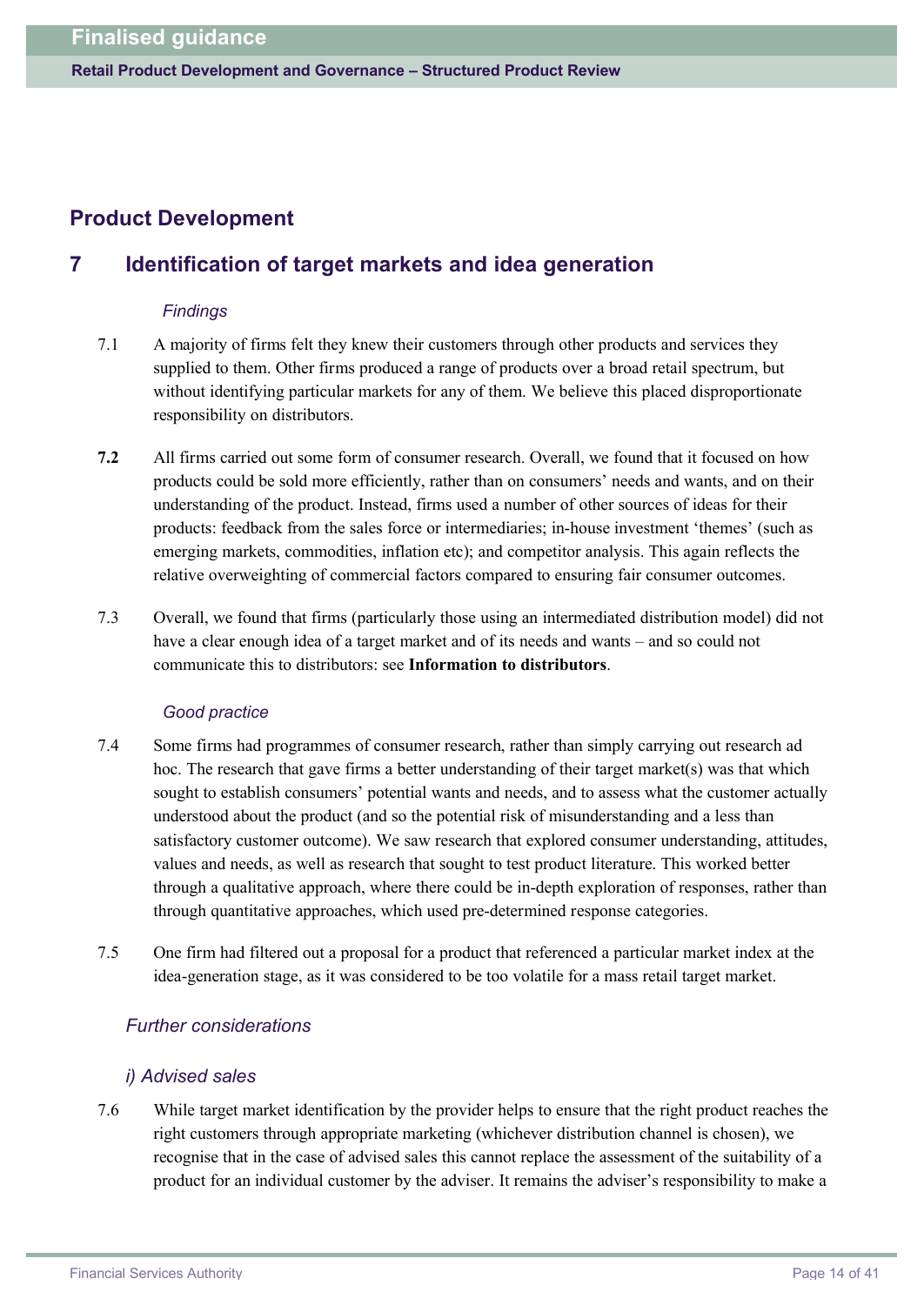## Product Development

## 7 Identification of target markets and idea generation

*Findings*

7.1 A majority of firms felt they knew their customers through other products and services they supplied to them. Other firms produced a range of products over a broad retail spectrum, but without identifying particular markets for any of them. We believe this placed disproportionate responsibility on distributors.

**7.2** All firms carried out some form of consumer research. Overall, we found that it focused on how products could be sold more efficiently, rather than on consumers' needs and wants, and on their understanding of the product. Instead, firms used a number of other sources of ideas for their products: feedback from the sales force or intermediaries; in-house investment 'themes' (such as emerging markets, commodities, inflation etc); and competitor analysis. This again reflects the relative overweighting of commercial factors compared to ensuring fair consumer outcomes.

7.3 Overall, we found that firms (particularly those using an intermediated distribution model) did not have a clear enough idea of a target market and of its needs and wants – and so could not communicate this to distributors: see **Information to distributors**.

*Good practice*

7.4 Some firms had programmes of consumer research, rather than simply carrying out research ad hoc. The research that gave firms a better understanding of their target market(s) was that which sought to establish consumers' potential wants and needs, and to assess what the customer actually understood about the product (and so the potential risk of misunderstanding and a less than satisfactory customer outcome). We saw research that explored consumer understanding, attitudes, values and needs, as well as research that sought to test product literature. This worked better through a qualitative approach, where there could be in-depth exploration of responses, rather than through quantitative approaches, which used pre-determined response categories.

7.5 One firm had filtered out a proposal for a product that referenced a particular market index at the idea-generation stage, as it was considered to be too volatile for a mass retail target market.

### *Further considerations*

#### *i) Advised sales*

7.6 While target market identification by the provider helps to ensure that the right product reaches the right customers through appropriate marketing (whichever distribution channel is chosen), we recognise that in the case of advised sales this cannot replace the assessment of the suitability of a product for an individual customer by the adviser. It remains the adviser's responsibility to make a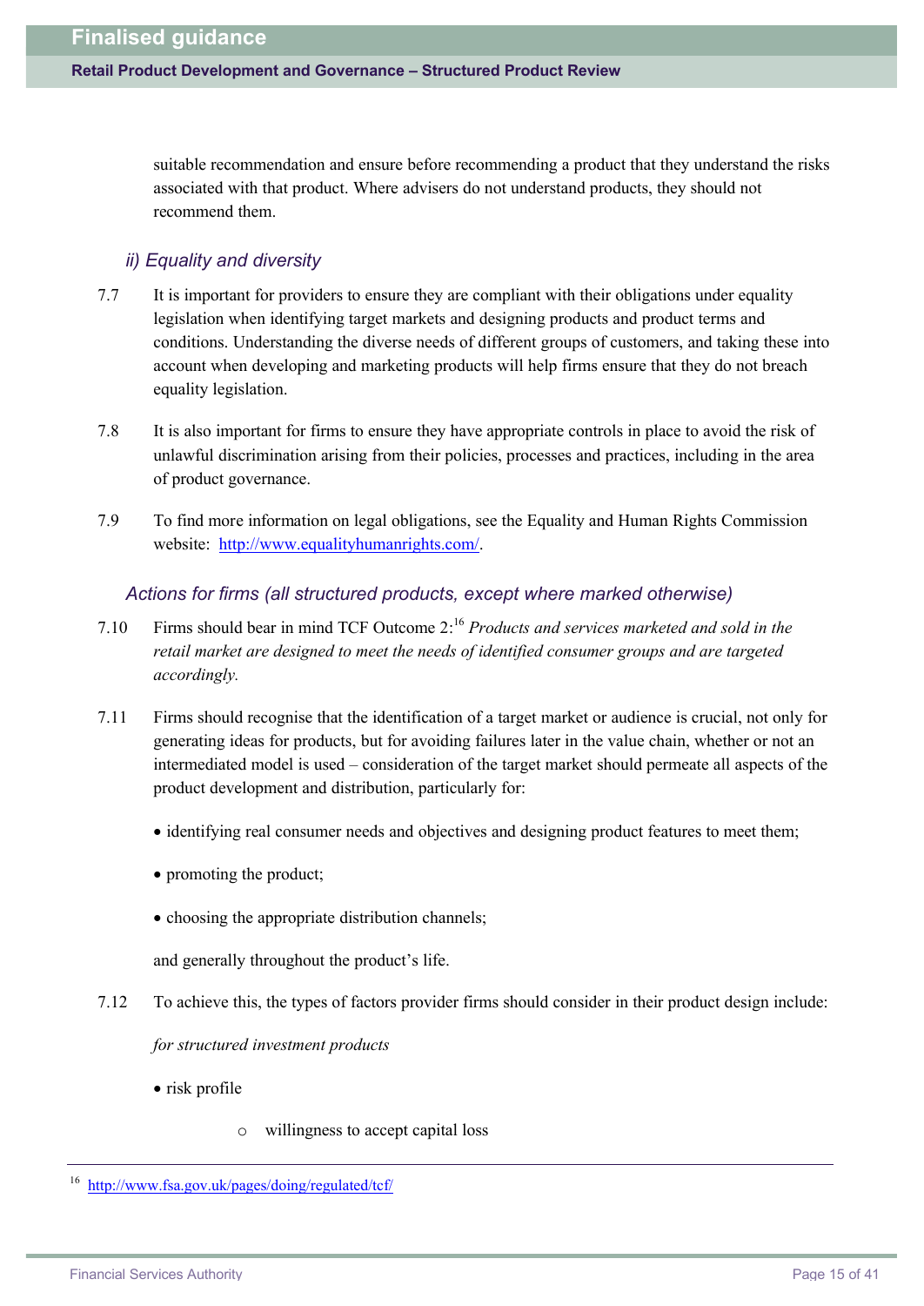suitable recommendation and ensure before recommending a product that they understand the risks associated with that product. Where advisers do not understand products, they should not recommend them.

### *ii) Equality and diversity*

7.7 It is important for providers to ensure they are compliant with their obligations under equality legislation when identifying target markets and designing products and product terms and conditions. Understanding the diverse needs of different groups of customers, and taking these into account when developing and marketing products will help firms ensure that they do not breach equality legislation.

7.8 It is also important for firms to ensure they have appropriate controls in place to avoid the risk of unlawful discrimination arising from their policies, processes and practices, including in the area of product governance.

7.9 To find more information on legal obligations, see the Equality and Human Rights Commission website: http://www.equalityhumanrights.com/.

### *Actions for firms (all structured products, except where marked otherwise)*

7.10 Firms should bear in mind TCF Outcome 2:[16] *Products and services marketed and sold in the retail market are designed to meet the needs of identified consumer groups and are targeted accordingly.*

7.11 Firms should recognise that the identification of a target market or audience is crucial, not only for generating ideas for products, but for avoiding failures later in the value chain, whether or not an intermediated model is used – consideration of the target market should permeate all aspects of the product development and distribution, particularly for:

- identifying real consumer needs and objectives and designing product features to meet them;
- promoting the product;
- choosing the appropriate distribution channels;

and generally throughout the product's life.

7.12 To achieve this, the types of factors provider firms should consider in their product design include:

*for structured investment products*

- risk profile
    - willingness to accept capital loss

---

[16] http://www.fsa.gov.uk/pages/doing/regulated/tcf/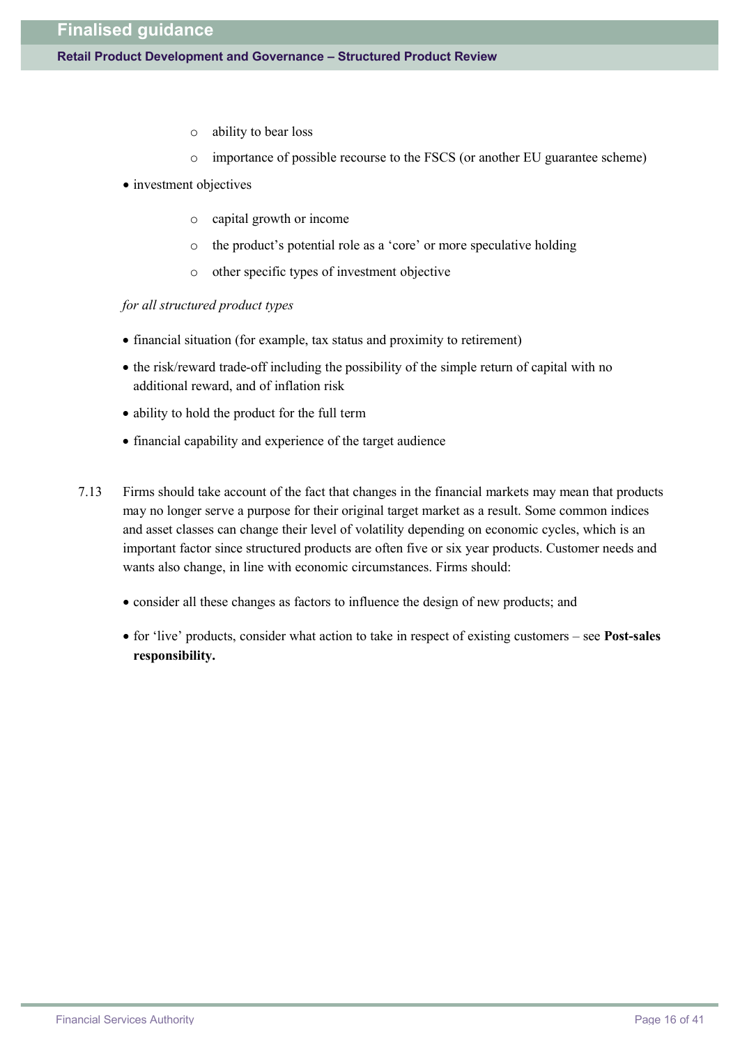- ability to bear loss
  - importance of possible recourse to the FSCS (or another EU guarantee scheme)

- investment objectives

  - capital growth or income
  - the product's potential role as a 'core' or more speculative holding
  - other specific types of investment objective

*for all structured product types*

- financial situation (for example, tax status and proximity to retirement)
- the risk/reward trade-off including the possibility of the simple return of capital with no additional reward, and of inflation risk
- ability to hold the product for the full term
- financial capability and experience of the target audience

7.13 Firms should take account of the fact that changes in the financial markets may mean that products may no longer serve a purpose for their original target market as a result. Some common indices and asset classes can change their level of volatility depending on economic cycles, which is an important factor since structured products are often five or six year products. Customer needs and wants also change, in line with economic circumstances. Firms should:

- consider all these changes as factors to influence the design of new products; and
- for 'live' products, consider what action to take in respect of existing customers – see **Post-sales responsibility.**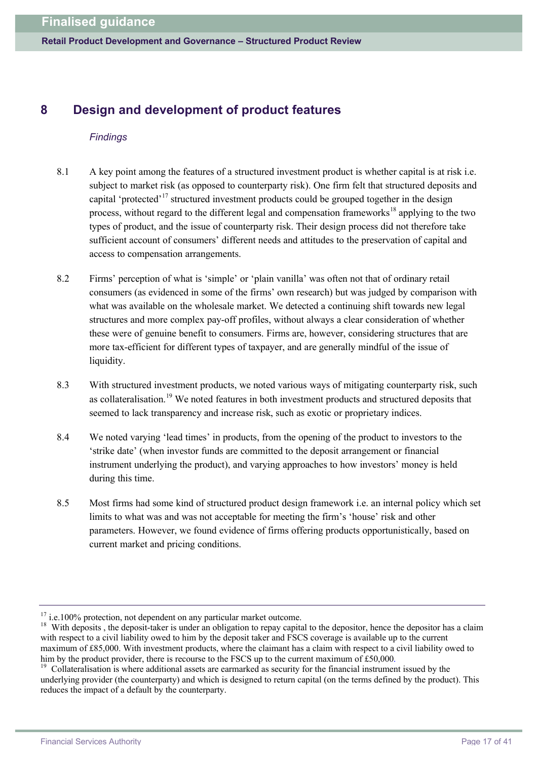# 8 Design and development of product features

*Findings*

8.1 A key point among the features of a structured investment product is whether capital is at risk i.e. subject to market risk (as opposed to counterparty risk). One firm felt that structured deposits and capital 'protected'[17] structured investment products could be grouped together in the design process, without regard to the different legal and compensation frameworks[18] applying to the two types of product, and the issue of counterparty risk. Their design process did not therefore take sufficient account of consumers' different needs and attitudes to the preservation of capital and access to compensation arrangements.

8.2 Firms' perception of what is 'simple' or 'plain vanilla' was often not that of ordinary retail consumers (as evidenced in some of the firms' own research) but was judged by comparison with what was available on the wholesale market. We detected a continuing shift towards new legal structures and more complex pay-off profiles, without always a clear consideration of whether these were of genuine benefit to consumers. Firms are, however, considering structures that are more tax-efficient for different types of taxpayer, and are generally mindful of the issue of liquidity.

8.3 With structured investment products, we noted various ways of mitigating counterparty risk, such as collateralisation.[19] We noted features in both investment products and structured deposits that seemed to lack transparency and increase risk, such as exotic or proprietary indices.

8.4 We noted varying 'lead times' in products, from the opening of the product to investors to the 'strike date' (when investor funds are committed to the deposit arrangement or financial instrument underlying the product), and varying approaches to how investors' money is held during this time.

8.5 Most firms had some kind of structured product design framework i.e. an internal policy which set limits to what was and was not acceptable for meeting the firm's 'house' risk and other parameters. However, we found evidence of firms offering products opportunistically, based on current market and pricing conditions.

---

[17] i.e.100% protection, not dependent on any particular market outcome.

[18] With deposits , the deposit-taker is under an obligation to repay capital to the depositor, hence the depositor has a claim with respect to a civil liability owed to him by the deposit taker and FSCS coverage is available up to the current maximum of £85,000. With investment products, where the claimant has a claim with respect to a civil liability owed to him by the product provider, there is recourse to the FSCS up to the current maximum of £50,000.

[19] Collateralisation is where additional assets are earmarked as security for the financial instrument issued by the underlying provider (the counterparty) and which is designed to return capital (on the terms defined by the product). This reduces the impact of a default by the counterparty.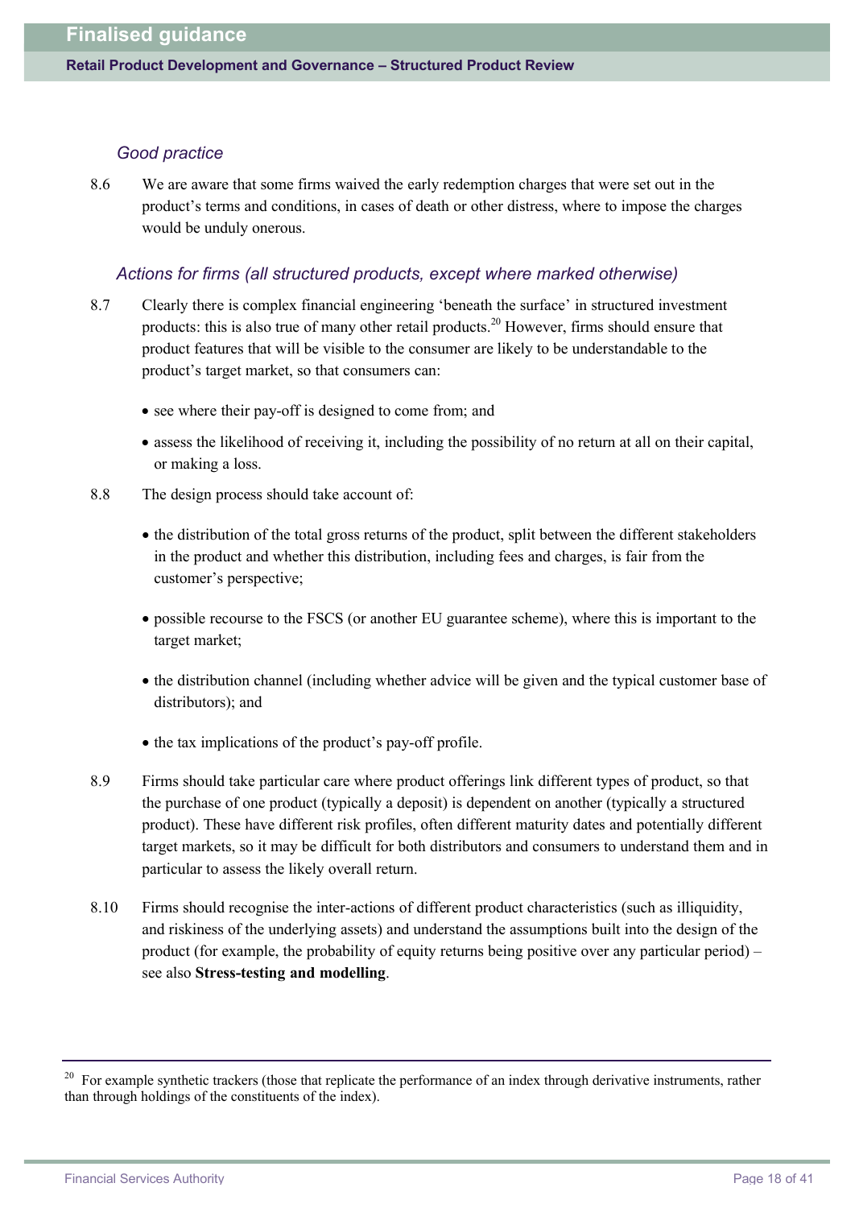### *Good practice*

8.6 We are aware that some firms waived the early redemption charges that were set out in the product's terms and conditions, in cases of death or other distress, where to impose the charges would be unduly onerous.

### *Actions for firms (all structured products, except where marked otherwise)*

8.7 Clearly there is complex financial engineering 'beneath the surface' in structured investment products: this is also true of many other retail products.[20] However, firms should ensure that product features that will be visible to the consumer are likely to be understandable to the product's target market, so that consumers can:

- see where their pay-off is designed to come from; and
- assess the likelihood of receiving it, including the possibility of no return at all on their capital, or making a loss.

8.8 The design process should take account of:

- the distribution of the total gross returns of the product, split between the different stakeholders in the product and whether this distribution, including fees and charges, is fair from the customer's perspective;
- possible recourse to the FSCS (or another EU guarantee scheme), where this is important to the target market;
- the distribution channel (including whether advice will be given and the typical customer base of distributors); and
- the tax implications of the product's pay-off profile.

8.9 Firms should take particular care where product offerings link different types of product, so that the purchase of one product (typically a deposit) is dependent on another (typically a structured product). These have different risk profiles, often different maturity dates and potentially different target markets, so it may be difficult for both distributors and consumers to understand them and in particular to assess the likely overall return.

8.10 Firms should recognise the inter-actions of different product characteristics (such as illiquidity, and riskiness of the underlying assets) and understand the assumptions built into the design of the product (for example, the probability of equity returns being positive over any particular period) – see also **Stress-testing and modelling**.

---

[20] For example synthetic trackers (those that replicate the performance of an index through derivative instruments, rather than through holdings of the constituents of the index).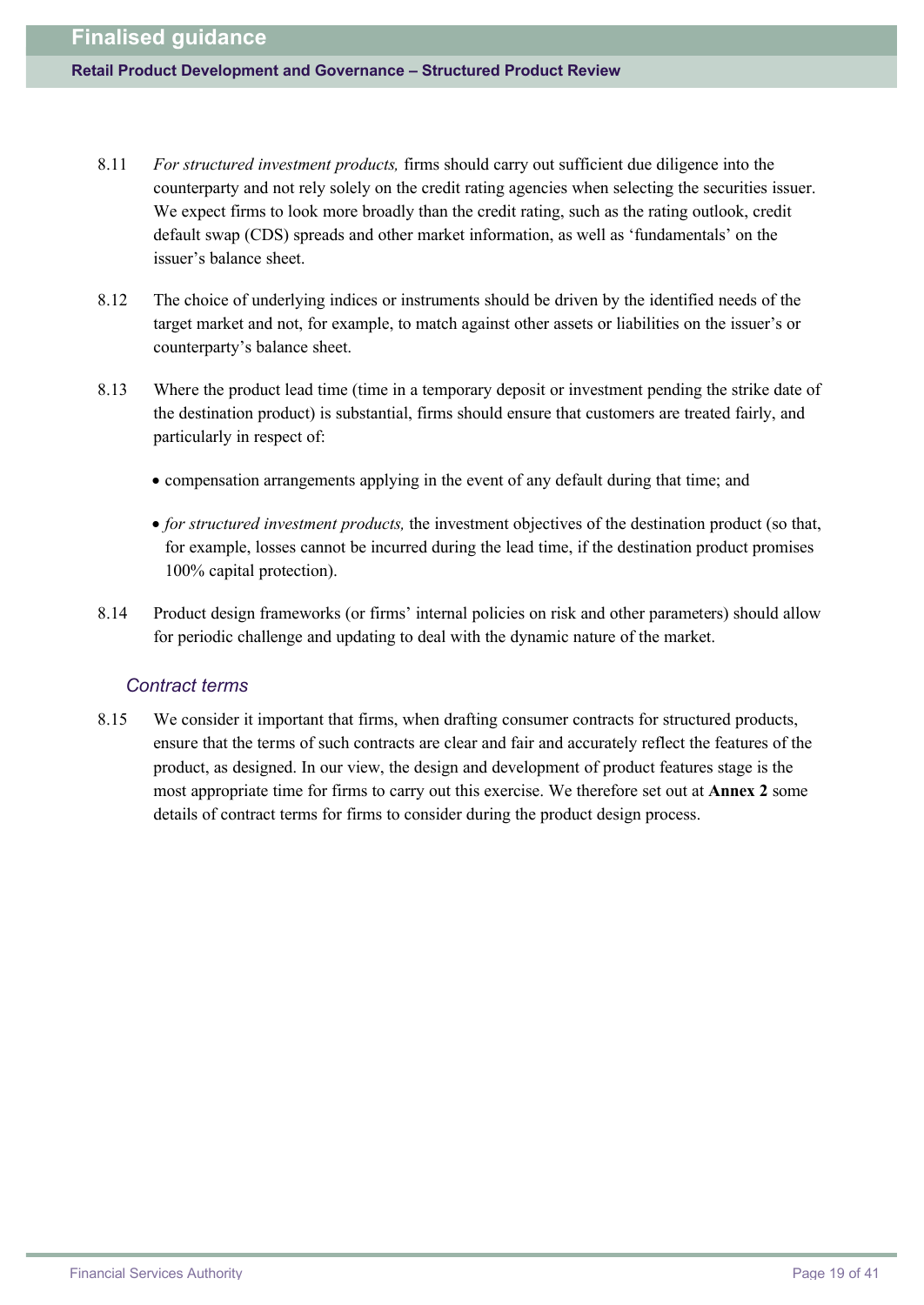8.11 *For structured investment products,* firms should carry out sufficient due diligence into the counterparty and not rely solely on the credit rating agencies when selecting the securities issuer. We expect firms to look more broadly than the credit rating, such as the rating outlook, credit default swap (CDS) spreads and other market information, as well as 'fundamentals' on the issuer's balance sheet.

8.12 The choice of underlying indices or instruments should be driven by the identified needs of the target market and not, for example, to match against other assets or liabilities on the issuer's or counterparty's balance sheet.

8.13 Where the product lead time (time in a temporary deposit or investment pending the strike date of the destination product) is substantial, firms should ensure that customers are treated fairly, and particularly in respect of:

- compensation arrangements applying in the event of any default during that time; and
- *for structured investment products,* the investment objectives of the destination product (so that, for example, losses cannot be incurred during the lead time, if the destination product promises 100% capital protection).

8.14 Product design frameworks (or firms' internal policies on risk and other parameters) should allow for periodic challenge and updating to deal with the dynamic nature of the market.

### *Contract terms*

8.15 We consider it important that firms, when drafting consumer contracts for structured products, ensure that the terms of such contracts are clear and fair and accurately reflect the features of the product, as designed. In our view, the design and development of product features stage is the most appropriate time for firms to carry out this exercise. We therefore set out at **Annex 2** some details of contract terms for firms to consider during the product design process.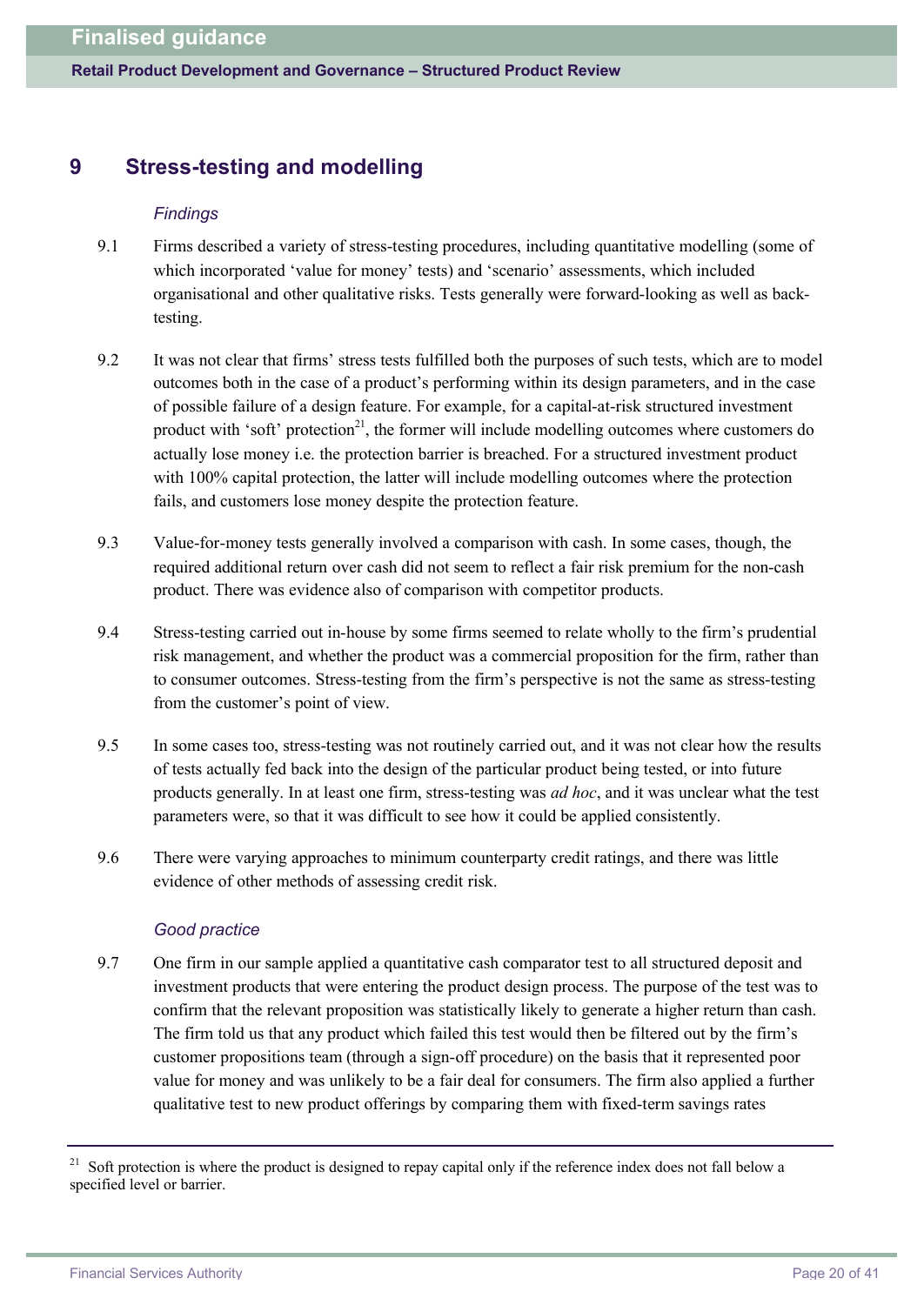## 9 Stress-testing and modelling

*Findings*

9.1 Firms described a variety of stress-testing procedures, including quantitative modelling (some of which incorporated 'value for money' tests) and 'scenario' assessments, which included organisational and other qualitative risks. Tests generally were forward-looking as well as back-testing.

9.2 It was not clear that firms' stress tests fulfilled both the purposes of such tests, which are to model outcomes both in the case of a product's performing within its design parameters, and in the case of possible failure of a design feature. For example, for a capital-at-risk structured investment product with 'soft' protection[21], the former will include modelling outcomes where customers do actually lose money i.e. the protection barrier is breached. For a structured investment product with 100% capital protection, the latter will include modelling outcomes where the protection fails, and customers lose money despite the protection feature.

9.3 Value-for-money tests generally involved a comparison with cash. In some cases, though, the required additional return over cash did not seem to reflect a fair risk premium for the non-cash product. There was evidence also of comparison with competitor products.

9.4 Stress-testing carried out in-house by some firms seemed to relate wholly to the firm's prudential risk management, and whether the product was a commercial proposition for the firm, rather than to consumer outcomes. Stress-testing from the firm's perspective is not the same as stress-testing from the customer's point of view.

9.5 In some cases too, stress-testing was not routinely carried out, and it was not clear how the results of tests actually fed back into the design of the particular product being tested, or into future products generally. In at least one firm, stress-testing was *ad hoc*, and it was unclear what the test parameters were, so that it was difficult to see how it could be applied consistently.

9.6 There were varying approaches to minimum counterparty credit ratings, and there was little evidence of other methods of assessing credit risk.

*Good practice*

9.7 One firm in our sample applied a quantitative cash comparator test to all structured deposit and investment products that were entering the product design process. The purpose of the test was to confirm that the relevant proposition was statistically likely to generate a higher return than cash. The firm told us that any product which failed this test would then be filtered out by the firm's customer propositions team (through a sign-off procedure) on the basis that it represented poor value for money and was unlikely to be a fair deal for consumers. The firm also applied a further qualitative test to new product offerings by comparing them with fixed-term savings rates

---

[21] Soft protection is where the product is designed to repay capital only if the reference index does not fall below a specified level or barrier.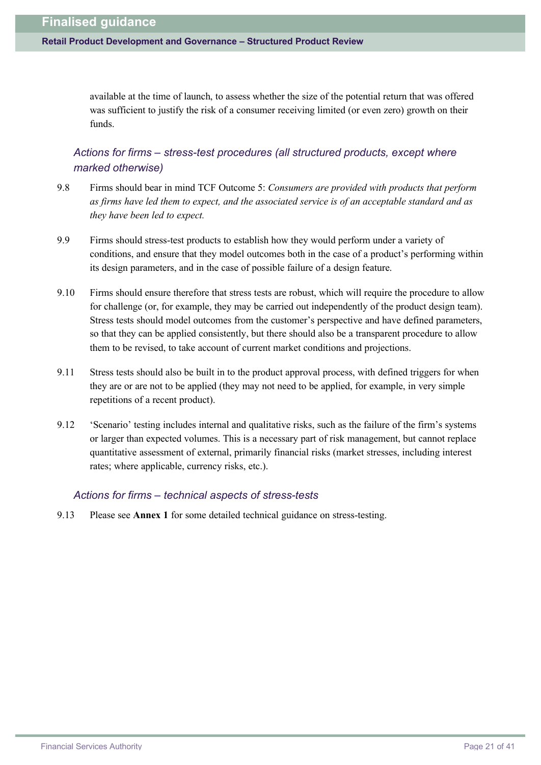available at the time of launch, to assess whether the size of the potential return that was offered was sufficient to justify the risk of a consumer receiving limited (or even zero) growth on their funds.

### *Actions for firms – stress-test procedures (all structured products, except where marked otherwise)*

9.8 Firms should bear in mind TCF Outcome 5: *Consumers are provided with products that perform as firms have led them to expect, and the associated service is of an acceptable standard and as they have been led to expect.*

9.9 Firms should stress-test products to establish how they would perform under a variety of conditions, and ensure that they model outcomes both in the case of a product's performing within its design parameters, and in the case of possible failure of a design feature.

9.10 Firms should ensure therefore that stress tests are robust, which will require the procedure to allow for challenge (or, for example, they may be carried out independently of the product design team). Stress tests should model outcomes from the customer's perspective and have defined parameters, so that they can be applied consistently, but there should also be a transparent procedure to allow them to be revised, to take account of current market conditions and projections.

9.11 Stress tests should also be built in to the product approval process, with defined triggers for when they are or are not to be applied (they may not need to be applied, for example, in very simple repetitions of a recent product).

9.12 'Scenario' testing includes internal and qualitative risks, such as the failure of the firm's systems or larger than expected volumes. This is a necessary part of risk management, but cannot replace quantitative assessment of external, primarily financial risks (market stresses, including interest rates; where applicable, currency risks, etc.).

### *Actions for firms – technical aspects of stress-tests*

9.13 Please see **Annex 1** for some detailed technical guidance on stress-testing.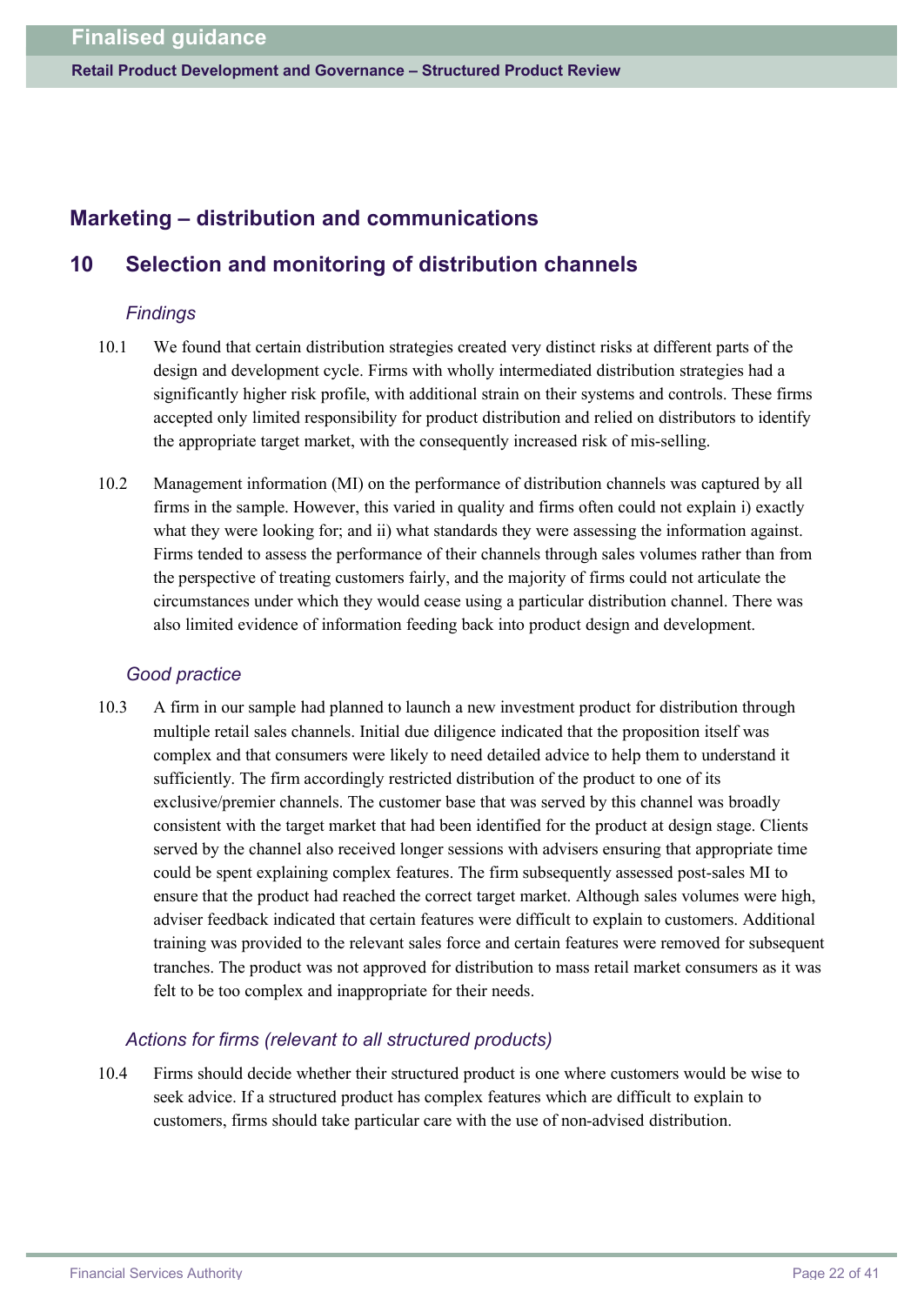## Marketing – distribution and communications

## 10 Selection and monitoring of distribution channels

### *Findings*

10.1 We found that certain distribution strategies created very distinct risks at different parts of the design and development cycle. Firms with wholly intermediated distribution strategies had a significantly higher risk profile, with additional strain on their systems and controls. These firms accepted only limited responsibility for product distribution and relied on distributors to identify the appropriate target market, with the consequently increased risk of mis-selling.

10.2 Management information (MI) on the performance of distribution channels was captured by all firms in the sample. However, this varied in quality and firms often could not explain i) exactly what they were looking for; and ii) what standards they were assessing the information against. Firms tended to assess the performance of their channels through sales volumes rather than from the perspective of treating customers fairly, and the majority of firms could not articulate the circumstances under which they would cease using a particular distribution channel. There was also limited evidence of information feeding back into product design and development.

### *Good practice*

10.3 A firm in our sample had planned to launch a new investment product for distribution through multiple retail sales channels. Initial due diligence indicated that the proposition itself was complex and that consumers were likely to need detailed advice to help them to understand it sufficiently. The firm accordingly restricted distribution of the product to one of its exclusive/premier channels. The customer base that was served by this channel was broadly consistent with the target market that had been identified for the product at design stage. Clients served by the channel also received longer sessions with advisers ensuring that appropriate time could be spent explaining complex features. The firm subsequently assessed post-sales MI to ensure that the product had reached the correct target market. Although sales volumes were high, adviser feedback indicated that certain features were difficult to explain to customers. Additional training was provided to the relevant sales force and certain features were removed for subsequent tranches. The product was not approved for distribution to mass retail market consumers as it was felt to be too complex and inappropriate for their needs.

### *Actions for firms (relevant to all structured products)*

10.4 Firms should decide whether their structured product is one where customers would be wise to seek advice. If a structured product has complex features which are difficult to explain to customers, firms should take particular care with the use of non-advised distribution.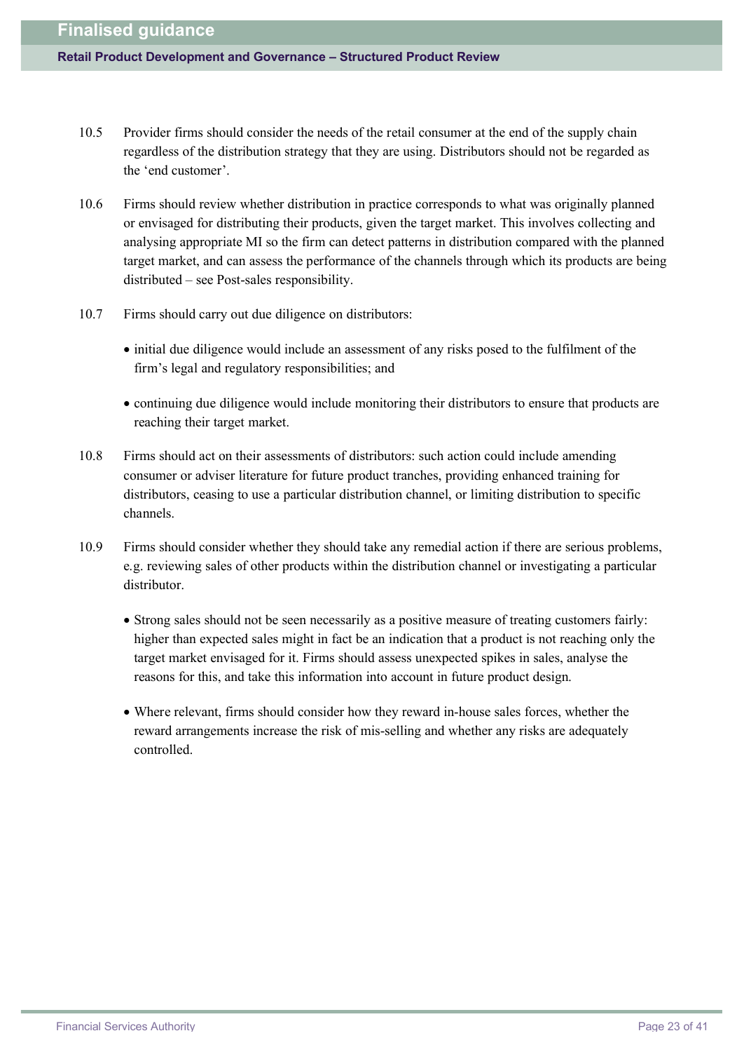10.5 Provider firms should consider the needs of the retail consumer at the end of the supply chain regardless of the distribution strategy that they are using. Distributors should not be regarded as the 'end customer'.

10.6 Firms should review whether distribution in practice corresponds to what was originally planned or envisaged for distributing their products, given the target market. This involves collecting and analysing appropriate MI so the firm can detect patterns in distribution compared with the planned target market, and can assess the performance of the channels through which its products are being distributed – see Post-sales responsibility.

10.7 Firms should carry out due diligence on distributors:

- initial due diligence would include an assessment of any risks posed to the fulfilment of the firm's legal and regulatory responsibilities; and
- continuing due diligence would include monitoring their distributors to ensure that products are reaching their target market.

10.8 Firms should act on their assessments of distributors: such action could include amending consumer or adviser literature for future product tranches, providing enhanced training for distributors, ceasing to use a particular distribution channel, or limiting distribution to specific channels.

10.9 Firms should consider whether they should take any remedial action if there are serious problems, e.g. reviewing sales of other products within the distribution channel or investigating a particular distributor.

- Strong sales should not be seen necessarily as a positive measure of treating customers fairly: higher than expected sales might in fact be an indication that a product is not reaching only the target market envisaged for it. Firms should assess unexpected spikes in sales, analyse the reasons for this, and take this information into account in future product design.
- Where relevant, firms should consider how they reward in-house sales forces, whether the reward arrangements increase the risk of mis-selling and whether any risks are adequately controlled.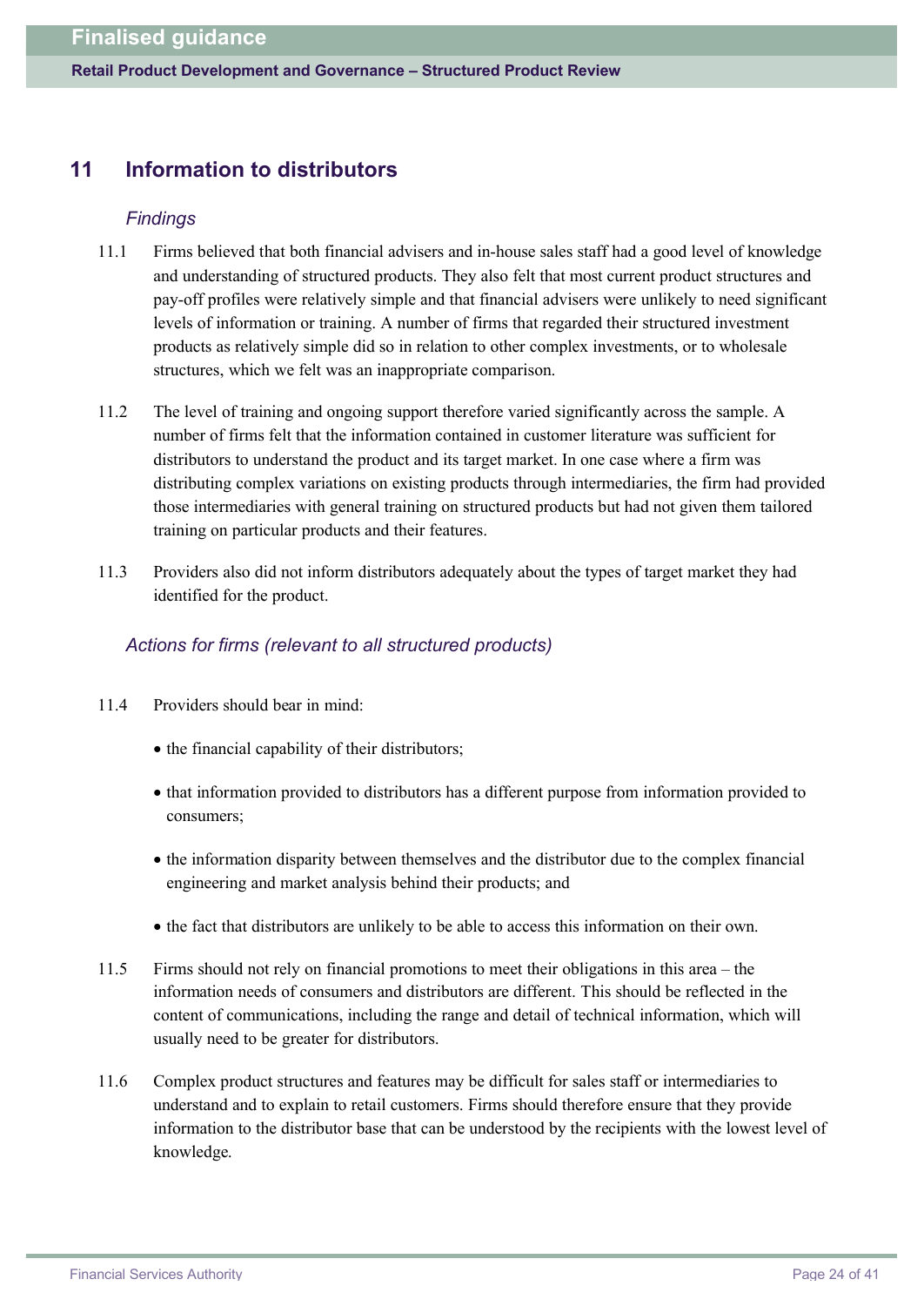## 11 Information to distributors

### *Findings*

11.1 Firms believed that both financial advisers and in-house sales staff had a good level of knowledge and understanding of structured products. They also felt that most current product structures and pay-off profiles were relatively simple and that financial advisers were unlikely to need significant levels of information or training. A number of firms that regarded their structured investment products as relatively simple did so in relation to other complex investments, or to wholesale structures, which we felt was an inappropriate comparison.

11.2 The level of training and ongoing support therefore varied significantly across the sample. A number of firms felt that the information contained in customer literature was sufficient for distributors to understand the product and its target market. In one case where a firm was distributing complex variations on existing products through intermediaries, the firm had provided those intermediaries with general training on structured products but had not given them tailored training on particular products and their features.

11.3 Providers also did not inform distributors adequately about the types of target market they had identified for the product.

### *Actions for firms (relevant to all structured products)*

11.4 Providers should bear in mind:

- the financial capability of their distributors;
- that information provided to distributors has a different purpose from information provided to consumers;
- the information disparity between themselves and the distributor due to the complex financial engineering and market analysis behind their products; and
- the fact that distributors are unlikely to be able to access this information on their own.

11.5 Firms should not rely on financial promotions to meet their obligations in this area – the information needs of consumers and distributors are different. This should be reflected in the content of communications, including the range and detail of technical information, which will usually need to be greater for distributors.

11.6 Complex product structures and features may be difficult for sales staff or intermediaries to understand and to explain to retail customers. Firms should therefore ensure that they provide information to the distributor base that can be understood by the recipients with the lowest level of knowledge.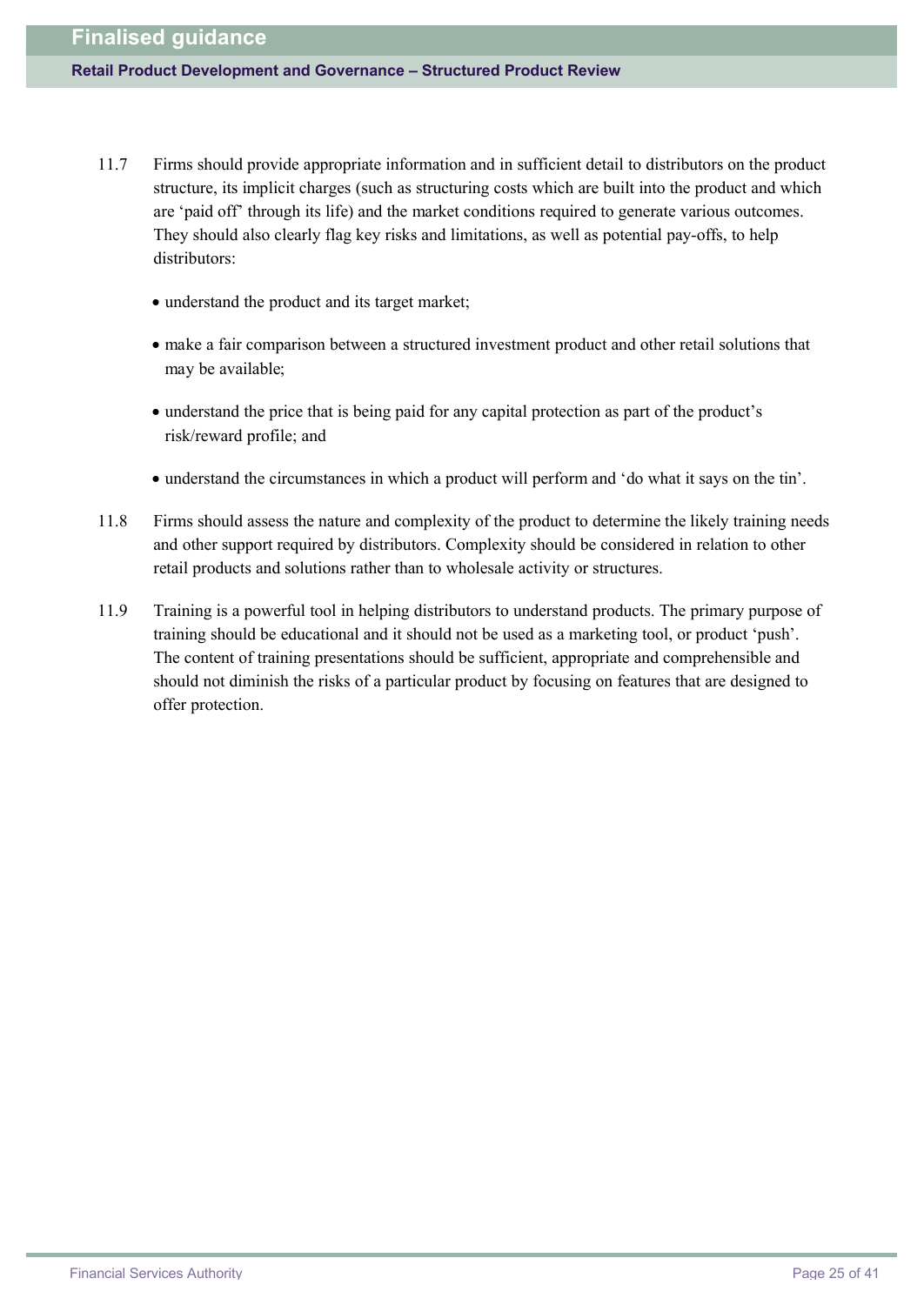11.7 Firms should provide appropriate information and in sufficient detail to distributors on the product structure, its implicit charges (such as structuring costs which are built into the product and which are 'paid off' through its life) and the market conditions required to generate various outcomes. They should also clearly flag key risks and limitations, as well as potential pay-offs, to help distributors:

- understand the product and its target market;
- make a fair comparison between a structured investment product and other retail solutions that may be available;
- understand the price that is being paid for any capital protection as part of the product's risk/reward profile; and
- understand the circumstances in which a product will perform and 'do what it says on the tin'.

11.8 Firms should assess the nature and complexity of the product to determine the likely training needs and other support required by distributors. Complexity should be considered in relation to other retail products and solutions rather than to wholesale activity or structures.

11.9 Training is a powerful tool in helping distributors to understand products. The primary purpose of training should be educational and it should not be used as a marketing tool, or product 'push'. The content of training presentations should be sufficient, appropriate and comprehensible and should not diminish the risks of a particular product by focusing on features that are designed to offer protection.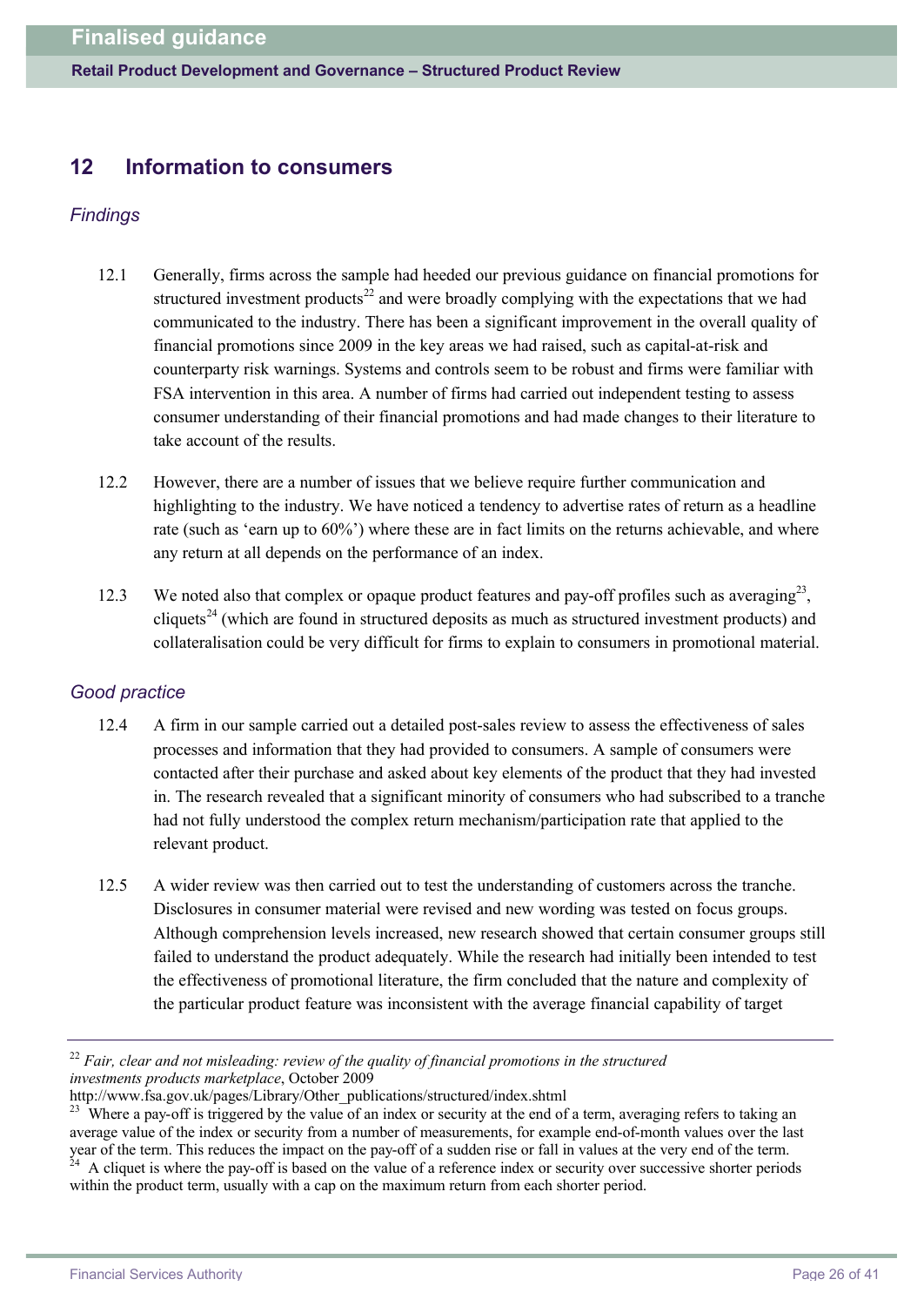## 12 Information to consumers

### *Findings*

12.1 Generally, firms across the sample had heeded our previous guidance on financial promotions for structured investment products[22] and were broadly complying with the expectations that we had communicated to the industry. There has been a significant improvement in the overall quality of financial promotions since 2009 in the key areas we had raised, such as capital-at-risk and counterparty risk warnings. Systems and controls seem to be robust and firms were familiar with FSA intervention in this area. A number of firms had carried out independent testing to assess consumer understanding of their financial promotions and had made changes to their literature to take account of the results.

12.2 However, there are a number of issues that we believe require further communication and highlighting to the industry. We have noticed a tendency to advertise rates of return as a headline rate (such as 'earn up to 60%') where these are in fact limits on the returns achievable, and where any return at all depends on the performance of an index.

12.3 We noted also that complex or opaque product features and pay-off profiles such as averaging[23], cliquets[24] (which are found in structured deposits as much as structured investment products) and collateralisation could be very difficult for firms to explain to consumers in promotional material.

### *Good practice*

12.4 A firm in our sample carried out a detailed post-sales review to assess the effectiveness of sales processes and information that they had provided to consumers. A sample of consumers were contacted after their purchase and asked about key elements of the product that they had invested in. The research revealed that a significant minority of consumers who had subscribed to a tranche had not fully understood the complex return mechanism/participation rate that applied to the relevant product.

12.5 A wider review was then carried out to test the understanding of customers across the tranche. Disclosures in consumer material were revised and new wording was tested on focus groups. Although comprehension levels increased, new research showed that certain consumer groups still failed to understand the product adequately. While the research had initially been intended to test the effectiveness of promotional literature, the firm concluded that the nature and complexity of the particular product feature was inconsistent with the average financial capability of target

---

[22] *Fair, clear and not misleading: review of the quality of financial promotions in the structured investments products marketplace*, October 2009
http://www.fsa.gov.uk/pages/Library/Other_publications/structured/index.shtml

[23] Where a pay-off is triggered by the value of an index or security at the end of a term, averaging refers to taking an average value of the index or security from a number of measurements, for example end-of-month values over the last year of the term. This reduces the impact on the pay-off of a sudden rise or fall in values at the very end of the term.

[24] A cliquet is where the pay-off is based on the value of a reference index or security over successive shorter periods within the product term, usually with a cap on the maximum return from each shorter period.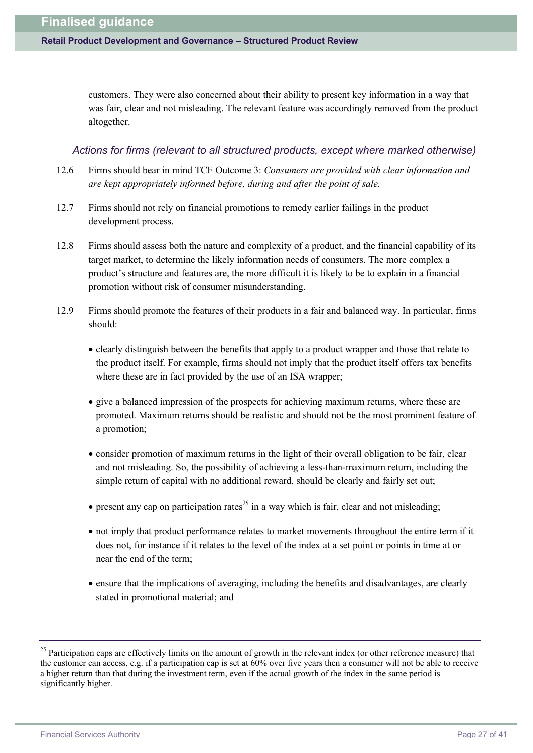customers. They were also concerned about their ability to present key information in a way that was fair, clear and not misleading. The relevant feature was accordingly removed from the product altogether.

### *Actions for firms (relevant to all structured products, except where marked otherwise)*

12.6 Firms should bear in mind TCF Outcome 3: *Consumers are provided with clear information and are kept appropriately informed before, during and after the point of sale.*

12.7 Firms should not rely on financial promotions to remedy earlier failings in the product development process.

12.8 Firms should assess both the nature and complexity of a product, and the financial capability of its target market, to determine the likely information needs of consumers. The more complex a product's structure and features are, the more difficult it is likely to be to explain in a financial promotion without risk of consumer misunderstanding.

12.9 Firms should promote the features of their products in a fair and balanced way. In particular, firms should:

- clearly distinguish between the benefits that apply to a product wrapper and those that relate to the product itself. For example, firms should not imply that the product itself offers tax benefits where these are in fact provided by the use of an ISA wrapper;
- give a balanced impression of the prospects for achieving maximum returns, where these are promoted. Maximum returns should be realistic and should not be the most prominent feature of a promotion;
- consider promotion of maximum returns in the light of their overall obligation to be fair, clear and not misleading. So, the possibility of achieving a less-than-maximum return, including the simple return of capital with no additional reward, should be clearly and fairly set out;
- present any cap on participation rates[25] in a way which is fair, clear and not misleading;
- not imply that product performance relates to market movements throughout the entire term if it does not, for instance if it relates to the level of the index at a set point or points in time at or near the end of the term;
- ensure that the implications of averaging, including the benefits and disadvantages, are clearly stated in promotional material; and

---

[25] Participation caps are effectively limits on the amount of growth in the relevant index (or other reference measure) that the customer can access, e.g. if a participation cap is set at 60% over five years then a consumer will not be able to receive a higher return than that during the investment term, even if the actual growth of the index in the same period is significantly higher.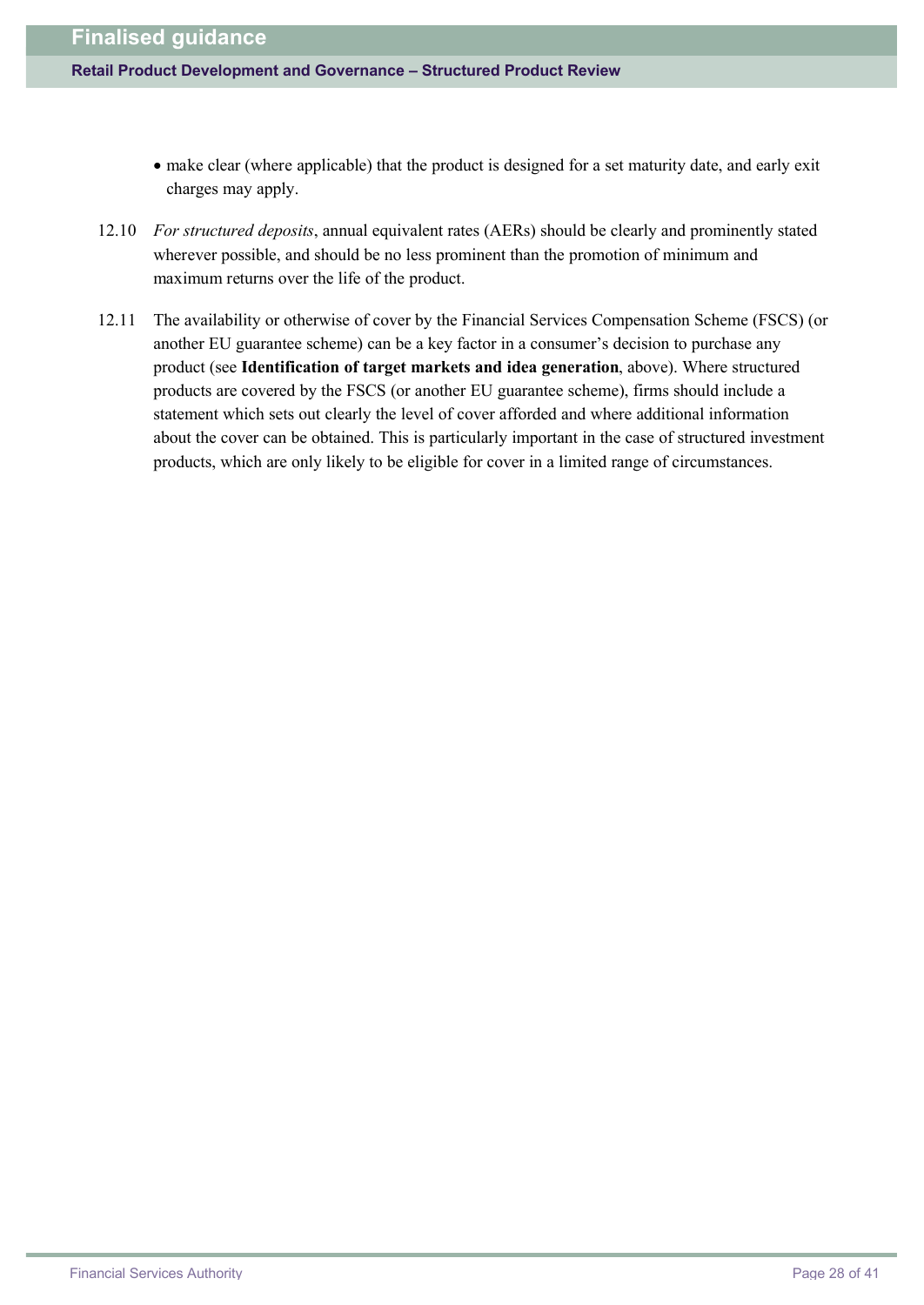- make clear (where applicable) that the product is designed for a set maturity date, and early exit charges may apply.

12.10 *For structured deposits*, annual equivalent rates (AERs) should be clearly and prominently stated wherever possible, and should be no less prominent than the promotion of minimum and maximum returns over the life of the product.

12.11 The availability or otherwise of cover by the Financial Services Compensation Scheme (FSCS) (or another EU guarantee scheme) can be a key factor in a consumer's decision to purchase any product (see **Identification of target markets and idea generation**, above). Where structured products are covered by the FSCS (or another EU guarantee scheme), firms should include a statement which sets out clearly the level of cover afforded and where additional information about the cover can be obtained. This is particularly important in the case of structured investment products, which are only likely to be eligible for cover in a limited range of circumstances.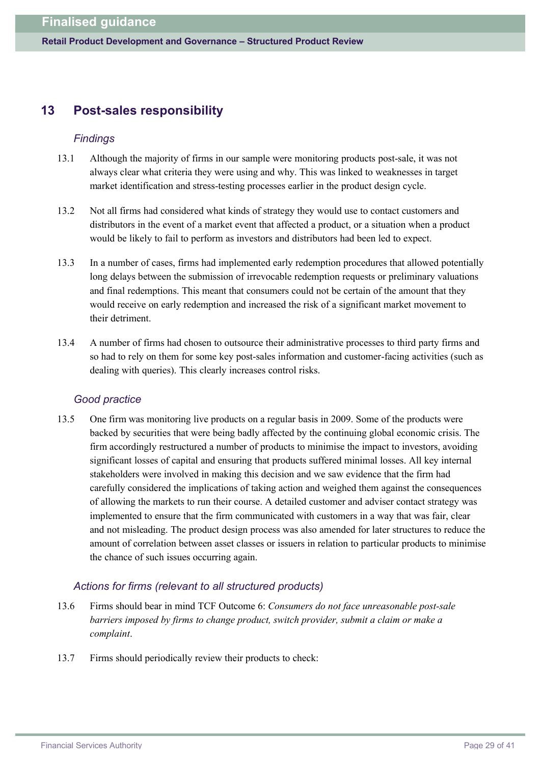## 13 Post-sales responsibility

### *Findings*

13.1 Although the majority of firms in our sample were monitoring products post-sale, it was not always clear what criteria they were using and why. This was linked to weaknesses in target market identification and stress-testing processes earlier in the product design cycle.

13.2 Not all firms had considered what kinds of strategy they would use to contact customers and distributors in the event of a market event that affected a product, or a situation when a product would be likely to fail to perform as investors and distributors had been led to expect.

13.3 In a number of cases, firms had implemented early redemption procedures that allowed potentially long delays between the submission of irrevocable redemption requests or preliminary valuations and final redemptions. This meant that consumers could not be certain of the amount that they would receive on early redemption and increased the risk of a significant market movement to their detriment.

13.4 A number of firms had chosen to outsource their administrative processes to third party firms and so had to rely on them for some key post-sales information and customer-facing activities (such as dealing with queries). This clearly increases control risks.

### *Good practice*

13.5 One firm was monitoring live products on a regular basis in 2009. Some of the products were backed by securities that were being badly affected by the continuing global economic crisis. The firm accordingly restructured a number of products to minimise the impact to investors, avoiding significant losses of capital and ensuring that products suffered minimal losses. All key internal stakeholders were involved in making this decision and we saw evidence that the firm had carefully considered the implications of taking action and weighed them against the consequences of allowing the markets to run their course. A detailed customer and adviser contact strategy was implemented to ensure that the firm communicated with customers in a way that was fair, clear and not misleading. The product design process was also amended for later structures to reduce the amount of correlation between asset classes or issuers in relation to particular products to minimise the chance of such issues occurring again.

### *Actions for firms (relevant to all structured products)*

13.6 Firms should bear in mind TCF Outcome 6: *Consumers do not face unreasonable post-sale barriers imposed by firms to change product, switch provider, submit a claim or make a complaint*.

13.7 Firms should periodically review their products to check: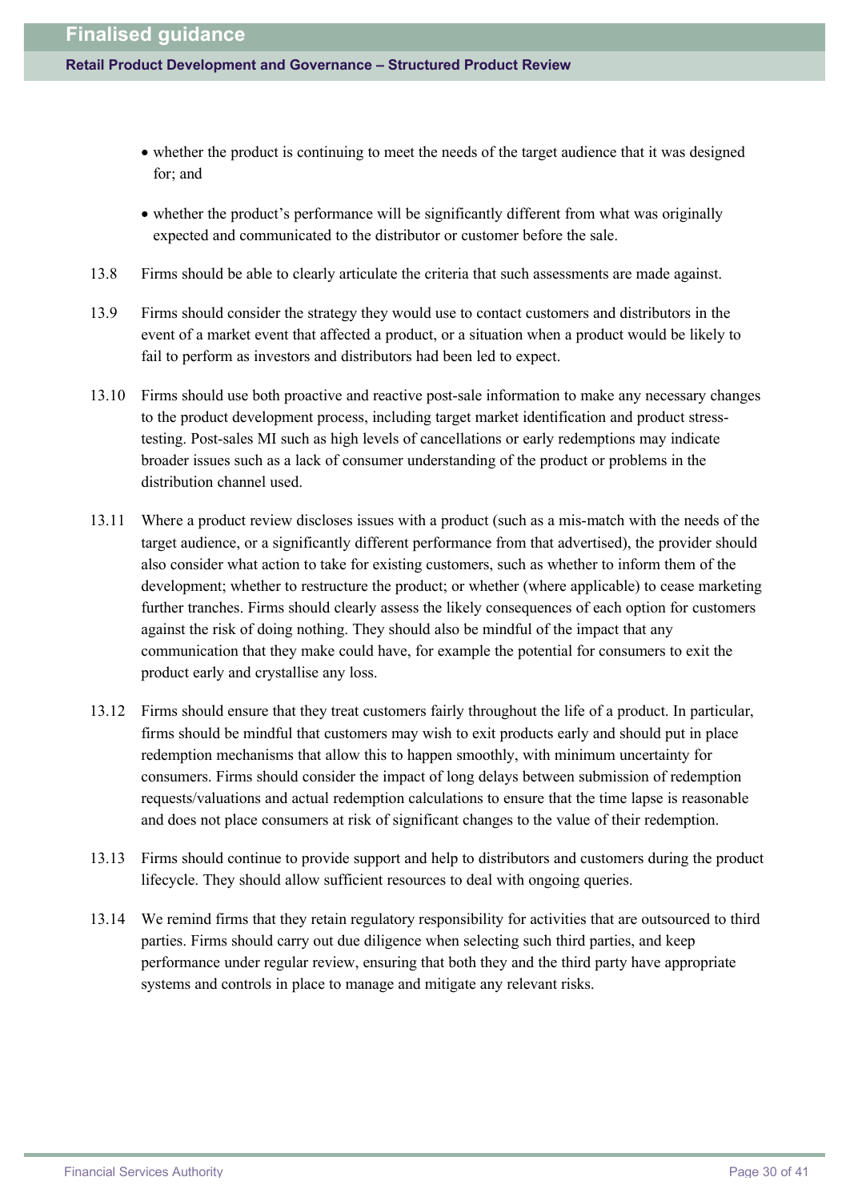- whether the product is continuing to meet the needs of the target audience that it was designed for; and
- whether the product's performance will be significantly different from what was originally expected and communicated to the distributor or customer before the sale.

13.8 Firms should be able to clearly articulate the criteria that such assessments are made against.

13.9 Firms should consider the strategy they would use to contact customers and distributors in the event of a market event that affected a product, or a situation when a product would be likely to fail to perform as investors and distributors had been led to expect.

13.10 Firms should use both proactive and reactive post-sale information to make any necessary changes to the product development process, including target market identification and product stress-testing. Post-sales MI such as high levels of cancellations or early redemptions may indicate broader issues such as a lack of consumer understanding of the product or problems in the distribution channel used.

13.11 Where a product review discloses issues with a product (such as a mis-match with the needs of the target audience, or a significantly different performance from that advertised), the provider should also consider what action to take for existing customers, such as whether to inform them of the development; whether to restructure the product; or whether (where applicable) to cease marketing further tranches. Firms should clearly assess the likely consequences of each option for customers against the risk of doing nothing. They should also be mindful of the impact that any communication that they make could have, for example the potential for consumers to exit the product early and crystallise any loss.

13.12 Firms should ensure that they treat customers fairly throughout the life of a product. In particular, firms should be mindful that customers may wish to exit products early and should put in place redemption mechanisms that allow this to happen smoothly, with minimum uncertainty for consumers. Firms should consider the impact of long delays between submission of redemption requests/valuations and actual redemption calculations to ensure that the time lapse is reasonable and does not place consumers at risk of significant changes to the value of their redemption.

13.13 Firms should continue to provide support and help to distributors and customers during the product lifecycle. They should allow sufficient resources to deal with ongoing queries.

13.14 We remind firms that they retain regulatory responsibility for activities that are outsourced to third parties. Firms should carry out due diligence when selecting such third parties, and keep performance under regular review, ensuring that both they and the third party have appropriate systems and controls in place to manage and mitigate any relevant risks.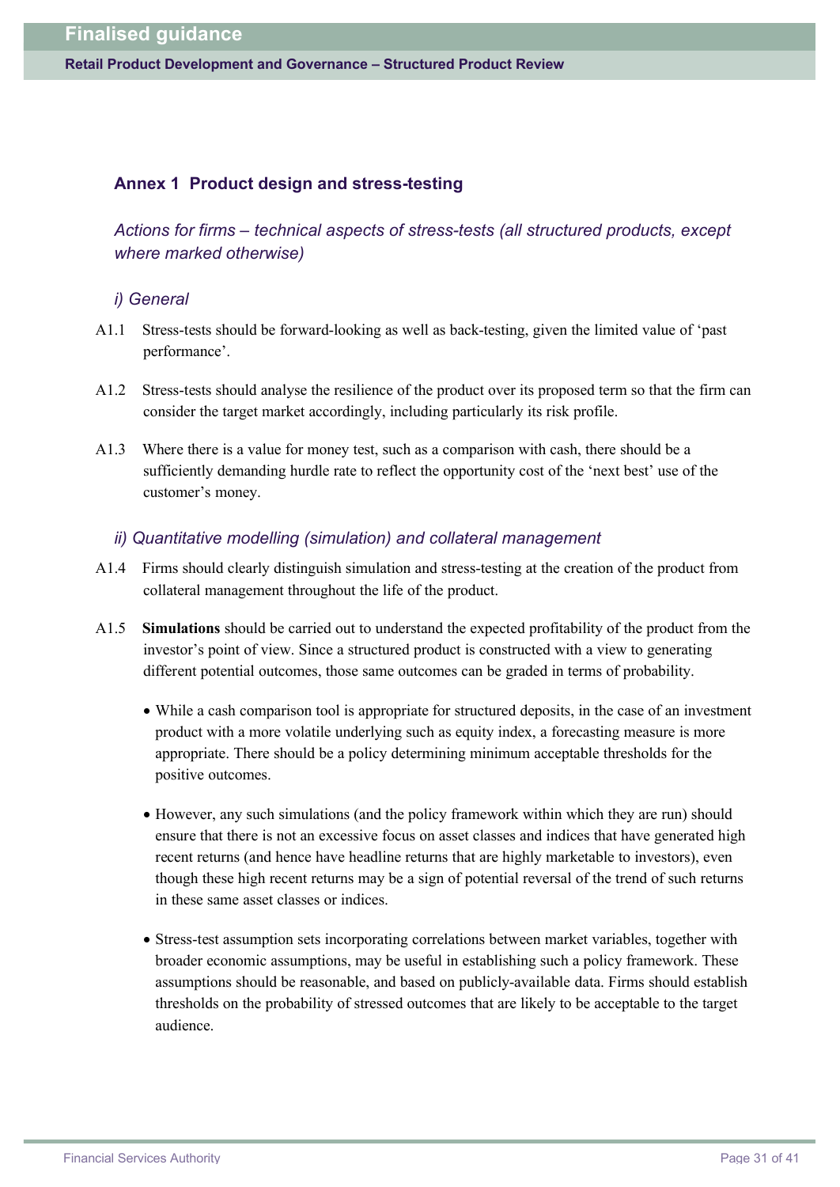## Annex 1 Product design and stress-testing

### *Actions for firms – technical aspects of stress-tests (all structured products, except where marked otherwise)*

#### *i) General*

A1.1 Stress-tests should be forward-looking as well as back-testing, given the limited value of 'past performance'.

A1.2 Stress-tests should analyse the resilience of the product over its proposed term so that the firm can consider the target market accordingly, including particularly its risk profile.

A1.3 Where there is a value for money test, such as a comparison with cash, there should be a sufficiently demanding hurdle rate to reflect the opportunity cost of the 'next best' use of the customer's money.

#### *ii) Quantitative modelling (simulation) and collateral management*

A1.4 Firms should clearly distinguish simulation and stress-testing at the creation of the product from collateral management throughout the life of the product.

A1.5 **Simulations** should be carried out to understand the expected profitability of the product from the investor's point of view. Since a structured product is constructed with a view to generating different potential outcomes, those same outcomes can be graded in terms of probability.

- While a cash comparison tool is appropriate for structured deposits, in the case of an investment product with a more volatile underlying such as equity index, a forecasting measure is more appropriate. There should be a policy determining minimum acceptable thresholds for the positive outcomes.
- However, any such simulations (and the policy framework within which they are run) should ensure that there is not an excessive focus on asset classes and indices that have generated high recent returns (and hence have headline returns that are highly marketable to investors), even though these high recent returns may be a sign of potential reversal of the trend of such returns in these same asset classes or indices.
- Stress-test assumption sets incorporating correlations between market variables, together with broader economic assumptions, may be useful in establishing such a policy framework. These assumptions should be reasonable, and based on publicly-available data. Firms should establish thresholds on the probability of stressed outcomes that are likely to be acceptable to the target audience.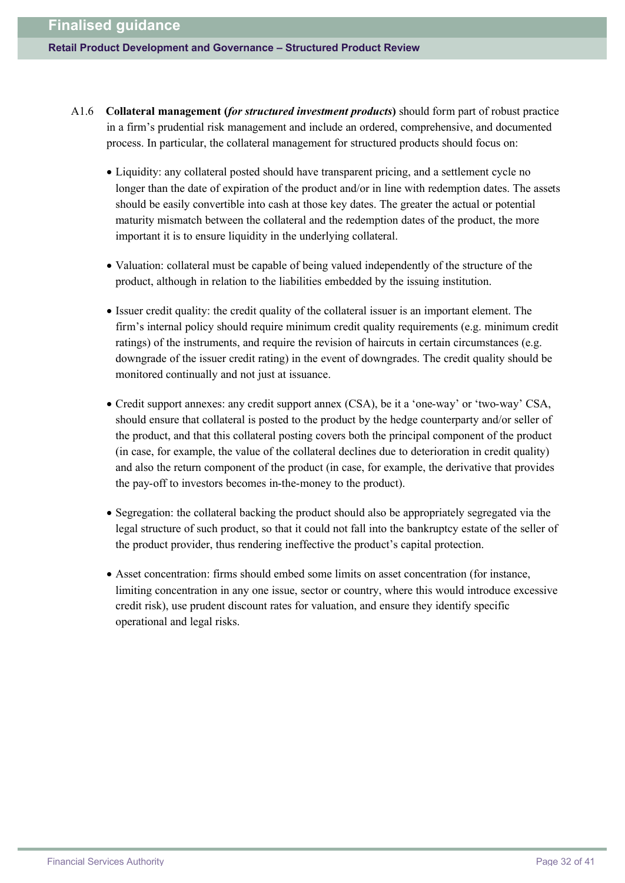A1.6 **Collateral management (*for structured investment products*)** should form part of robust practice in a firm's prudential risk management and include an ordered, comprehensive, and documented process. In particular, the collateral management for structured products should focus on:

- Liquidity: any collateral posted should have transparent pricing, and a settlement cycle no longer than the date of expiration of the product and/or in line with redemption dates. The assets should be easily convertible into cash at those key dates. The greater the actual or potential maturity mismatch between the collateral and the redemption dates of the product, the more important it is to ensure liquidity in the underlying collateral.

- Valuation: collateral must be capable of being valued independently of the structure of the product, although in relation to the liabilities embedded by the issuing institution.

- Issuer credit quality: the credit quality of the collateral issuer is an important element. The firm's internal policy should require minimum credit quality requirements (e.g. minimum credit ratings) of the instruments, and require the revision of haircuts in certain circumstances (e.g. downgrade of the issuer credit rating) in the event of downgrades. The credit quality should be monitored continually and not just at issuance.

- Credit support annexes: any credit support annex (CSA), be it a 'one-way' or 'two-way' CSA, should ensure that collateral is posted to the product by the hedge counterparty and/or seller of the product, and that this collateral posting covers both the principal component of the product (in case, for example, the value of the collateral declines due to deterioration in credit quality) and also the return component of the product (in case, for example, the derivative that provides the pay-off to investors becomes in-the-money to the product).

- Segregation: the collateral backing the product should also be appropriately segregated via the legal structure of such product, so that it could not fall into the bankruptcy estate of the seller of the product provider, thus rendering ineffective the product's capital protection.

- Asset concentration: firms should embed some limits on asset concentration (for instance, limiting concentration in any one issue, sector or country, where this would introduce excessive credit risk), use prudent discount rates for valuation, and ensure they identify specific operational and legal risks.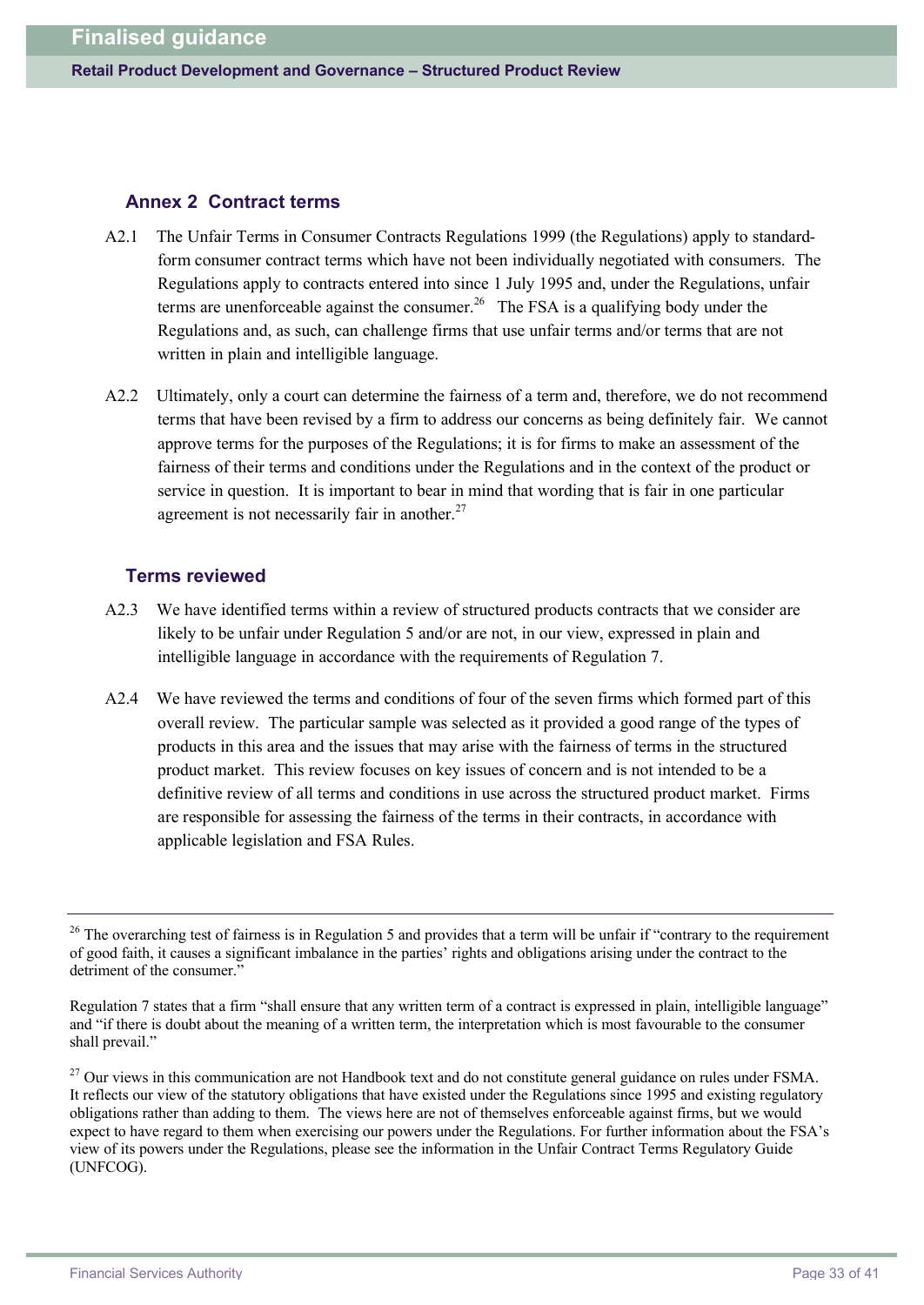## Annex 2 Contract terms

A2.1 The Unfair Terms in Consumer Contracts Regulations 1999 (the Regulations) apply to standard-form consumer contract terms which have not been individually negotiated with consumers. The Regulations apply to contracts entered into since 1 July 1995 and, under the Regulations, unfair terms are unenforceable against the consumer.[26] The FSA is a qualifying body under the Regulations and, as such, can challenge firms that use unfair terms and/or terms that are not written in plain and intelligible language.

A2.2 Ultimately, only a court can determine the fairness of a term and, therefore, we do not recommend terms that have been revised by a firm to address our concerns as being definitely fair. We cannot approve terms for the purposes of the Regulations; it is for firms to make an assessment of the fairness of their terms and conditions under the Regulations and in the context of the product or service in question. It is important to bear in mind that wording that is fair in one particular agreement is not necessarily fair in another.[27]

### Terms reviewed

A2.3 We have identified terms within a review of structured products contracts that we consider are likely to be unfair under Regulation 5 and/or are not, in our view, expressed in plain and intelligible language in accordance with the requirements of Regulation 7.

A2.4 We have reviewed the terms and conditions of four of the seven firms which formed part of this overall review. The particular sample was selected as it provided a good range of the types of products in this area and the issues that may arise with the fairness of terms in the structured product market. This review focuses on key issues of concern and is not intended to be a definitive review of all terms and conditions in use across the structured product market. Firms are responsible for assessing the fairness of the terms in their contracts, in accordance with applicable legislation and FSA Rules.

---

[26] The overarching test of fairness is in Regulation 5 and provides that a term will be unfair if "contrary to the requirement of good faith, it causes a significant imbalance in the parties' rights and obligations arising under the contract to the detriment of the consumer."

Regulation 7 states that a firm "shall ensure that any written term of a contract is expressed in plain, intelligible language" and "if there is doubt about the meaning of a written term, the interpretation which is most favourable to the consumer shall prevail."

[27] Our views in this communication are not Handbook text and do not constitute general guidance on rules under FSMA. It reflects our view of the statutory obligations that have existed under the Regulations since 1995 and existing regulatory obligations rather than adding to them. The views here are not of themselves enforceable against firms, but we would expect to have regard to them when exercising our powers under the Regulations. For further information about the FSA's view of its powers under the Regulations, please see the information in the Unfair Contract Terms Regulatory Guide (UNFCOG).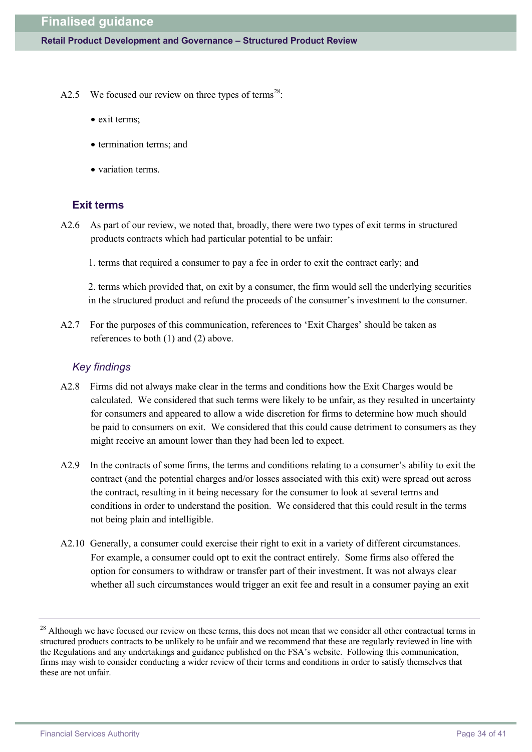A2.5 We focused our review on three types of terms[28]:

- exit terms;
- termination terms; and
- variation terms.

## Exit terms

A2.6 As part of our review, we noted that, broadly, there were two types of exit terms in structured products contracts which had particular potential to be unfair:

1. terms that required a consumer to pay a fee in order to exit the contract early; and

2. terms which provided that, on exit by a consumer, the firm would sell the underlying securities in the structured product and refund the proceeds of the consumer's investment to the consumer.

A2.7 For the purposes of this communication, references to 'Exit Charges' should be taken as references to both (1) and (2) above.

### *Key findings*

A2.8 Firms did not always make clear in the terms and conditions how the Exit Charges would be calculated. We considered that such terms were likely to be unfair, as they resulted in uncertainty for consumers and appeared to allow a wide discretion for firms to determine how much should be paid to consumers on exit. We considered that this could cause detriment to consumers as they might receive an amount lower than they had been led to expect.

A2.9 In the contracts of some firms, the terms and conditions relating to a consumer's ability to exit the contract (and the potential charges and/or losses associated with this exit) were spread out across the contract, resulting in it being necessary for the consumer to look at several terms and conditions in order to understand the position. We considered that this could result in the terms not being plain and intelligible.

A2.10 Generally, a consumer could exercise their right to exit in a variety of different circumstances. For example, a consumer could opt to exit the contract entirely. Some firms also offered the option for consumers to withdraw or transfer part of their investment. It was not always clear whether all such circumstances would trigger an exit fee and result in a consumer paying an exit

[28] Although we have focused our review on these terms, this does not mean that we consider all other contractual terms in structured products contracts to be unlikely to be unfair and we recommend that these are regularly reviewed in line with the Regulations and any undertakings and guidance published on the FSA's website. Following this communication, firms may wish to consider conducting a wider review of their terms and conditions in order to satisfy themselves that these are not unfair.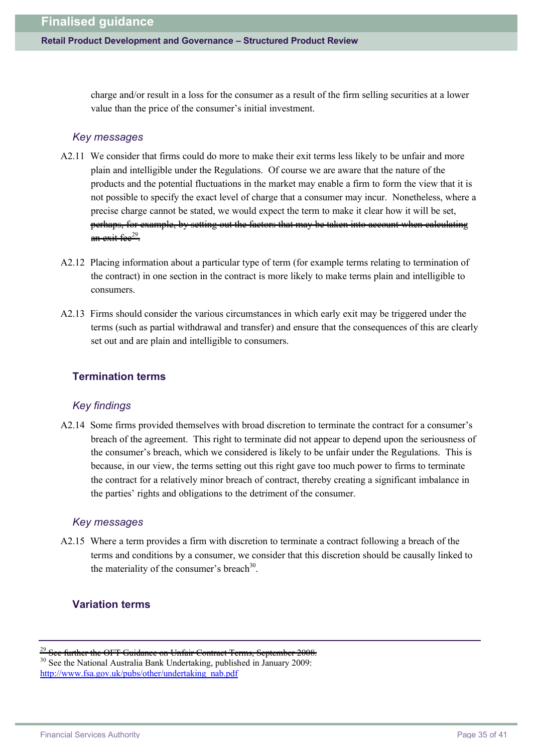charge and/or result in a loss for the consumer as a result of the firm selling securities at a lower value than the price of the consumer's initial investment.

### *Key messages*

A2.11 We consider that firms could do more to make their exit terms less likely to be unfair and more plain and intelligible under the Regulations. Of course we are aware that the nature of the products and the potential fluctuations in the market may enable a firm to form the view that it is not possible to specify the exact level of charge that a consumer may incur. Nonetheless, where a precise charge cannot be stated, we would expect the term to make it clear how it will be set, ~~perhaps, for example, by setting out the factors that may be taken into account when calculating an exit fee[29].~~

A2.12 Placing information about a particular type of term (for example terms relating to termination of the contract) in one section in the contract is more likely to make terms plain and intelligible to consumers.

A2.13 Firms should consider the various circumstances in which early exit may be triggered under the terms (such as partial withdrawal and transfer) and ensure that the consequences of this are clearly set out and are plain and intelligible to consumers.

## Termination terms

### *Key findings*

A2.14 Some firms provided themselves with broad discretion to terminate the contract for a consumer's breach of the agreement. This right to terminate did not appear to depend upon the seriousness of the consumer's breach, which we considered is likely to be unfair under the Regulations. This is because, in our view, the terms setting out this right gave too much power to firms to terminate the contract for a relatively minor breach of contract, thereby creating a significant imbalance in the parties' rights and obligations to the detriment of the consumer.

### *Key messages*

A2.15 Where a term provides a firm with discretion to terminate a contract following a breach of the terms and conditions by a consumer, we consider that this discretion should be causally linked to the materiality of the consumer's breach[30].

## Variation terms

---

~~[29] See further the OFT Guidance on Unfair Contract Terms, September 2008.~~

[30] See the National Australia Bank Undertaking, published in January 2009: http://www.fsa.gov.uk/pubs/other/undertaking_nab.pdf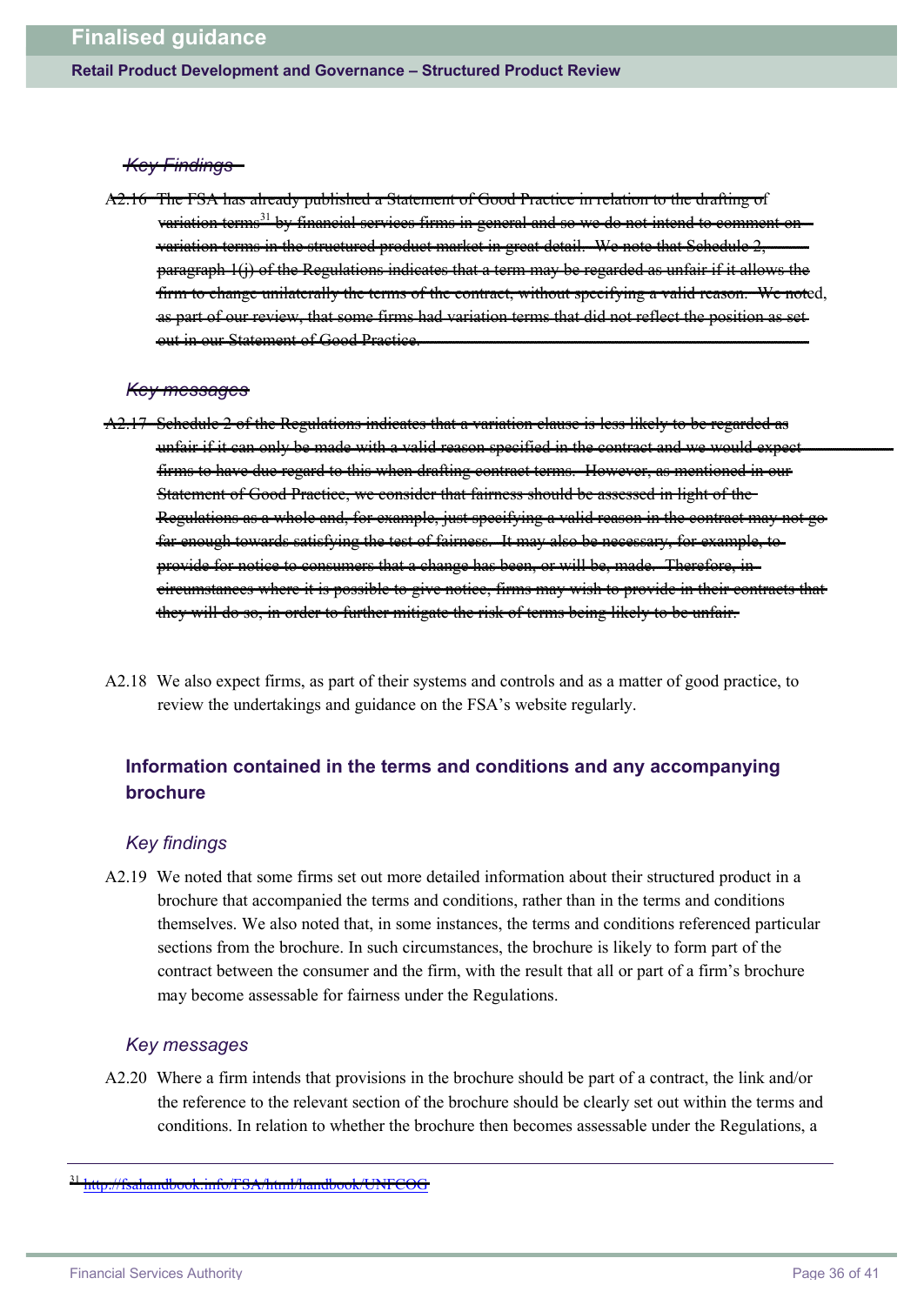~~*Key Findings*~~

~~A2.16 The FSA has already published a Statement of Good Practice in relation to the drafting of variation terms[31] by financial services firms in general and so we do not intend to comment on variation terms in the structured product market in great detail. We note that Schedule 2, paragraph 1(j) of the Regulations indicates that a term may be regarded as unfair if it allows the firm to change unilaterally the terms of the contract, without specifying a valid reason. We noted, as part of our review, that some firms had variation terms that did not reflect the position as set out in our Statement of Good Practice.~~

~~*Key messages*~~

~~A2.17 Schedule 2 of the Regulations indicates that a variation clause is less likely to be regarded as unfair if it can only be made with a valid reason specified in the contract and we would expect firms to have due regard to this when drafting contract terms. However, as mentioned in our Statement of Good Practice, we consider that fairness should be assessed in light of the Regulations as a whole and, for example, just specifying a valid reason in the contract may not go far enough towards satisfying the test of fairness. It may also be necessary, for example, to provide for notice to consumers that a change has been, or will be, made. Therefore, in circumstances where it is possible to give notice, firms may wish to provide in their contracts that they will do so, in order to further mitigate the risk of terms being likely to be unfair.~~

A2.18 We also expect firms, as part of their systems and controls and as a matter of good practice, to review the undertakings and guidance on the FSA's website regularly.

## Information contained in the terms and conditions and any accompanying brochure

### *Key findings*

A2.19 We noted that some firms set out more detailed information about their structured product in a brochure that accompanied the terms and conditions, rather than in the terms and conditions themselves. We also noted that, in some instances, the terms and conditions referenced particular sections from the brochure. In such circumstances, the brochure is likely to form part of the contract between the consumer and the firm, with the result that all or part of a firm's brochure may become assessable for fairness under the Regulations.

### *Key messages*

A2.20 Where a firm intends that provisions in the brochure should be part of a contract, the link and/or the reference to the relevant section of the brochure should be clearly set out within the terms and conditions. In relation to whether the brochure then becomes assessable under the Regulations, a

---

[31] ~~http://fsahandbook.info/FSA/html/handbook/UNFCOG~~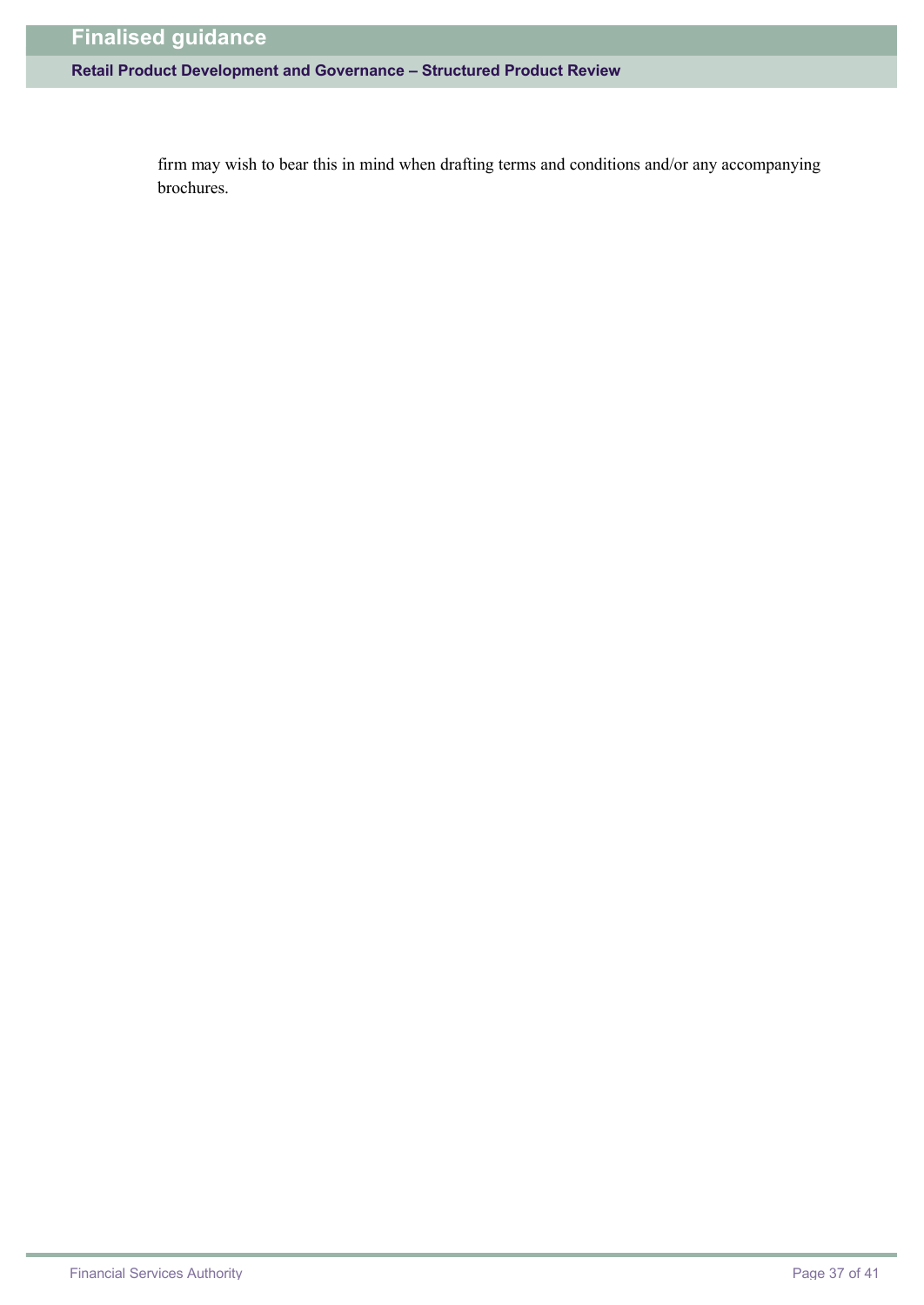firm may wish to bear this in mind when drafting terms and conditions and/or any accompanying brochures.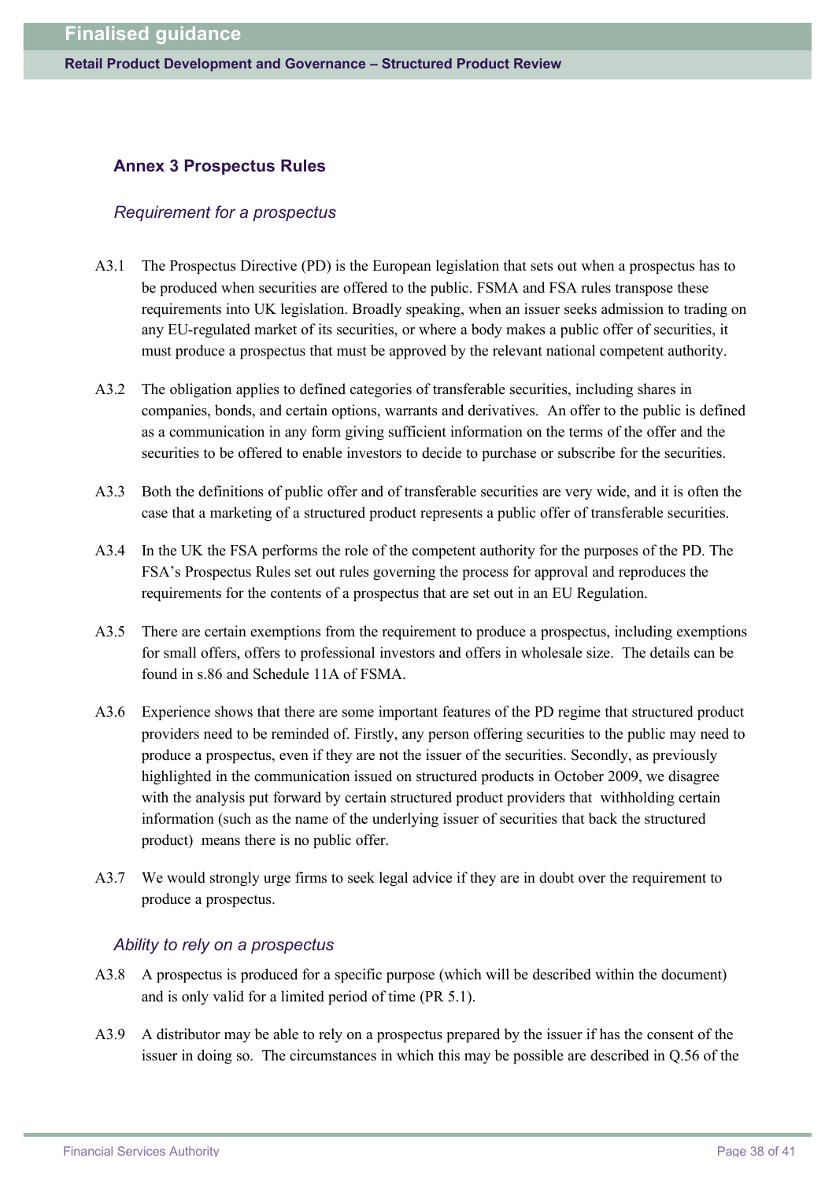## Annex 3 Prospectus Rules

### *Requirement for a prospectus*

A3.1 The Prospectus Directive (PD) is the European legislation that sets out when a prospectus has to be produced when securities are offered to the public. FSMA and FSA rules transpose these requirements into UK legislation. Broadly speaking, when an issuer seeks admission to trading on any EU-regulated market of its securities, or where a body makes a public offer of securities, it must produce a prospectus that must be approved by the relevant national competent authority.

A3.2 The obligation applies to defined categories of transferable securities, including shares in companies, bonds, and certain options, warrants and derivatives. An offer to the public is defined as a communication in any form giving sufficient information on the terms of the offer and the securities to be offered to enable investors to decide to purchase or subscribe for the securities.

A3.3 Both the definitions of public offer and of transferable securities are very wide, and it is often the case that a marketing of a structured product represents a public offer of transferable securities.

A3.4 In the UK the FSA performs the role of the competent authority for the purposes of the PD. The FSA's Prospectus Rules set out rules governing the process for approval and reproduces the requirements for the contents of a prospectus that are set out in an EU Regulation.

A3.5 There are certain exemptions from the requirement to produce a prospectus, including exemptions for small offers, offers to professional investors and offers in wholesale size. The details can be found in s.86 and Schedule 11A of FSMA.

A3.6 Experience shows that there are some important features of the PD regime that structured product providers need to be reminded of. Firstly, any person offering securities to the public may need to produce a prospectus, even if they are not the issuer of the securities. Secondly, as previously highlighted in the communication issued on structured products in October 2009, we disagree with the analysis put forward by certain structured product providers that withholding certain information (such as the name of the underlying issuer of securities that back the structured product) means there is no public offer.

A3.7 We would strongly urge firms to seek legal advice if they are in doubt over the requirement to produce a prospectus.

### *Ability to rely on a prospectus*

A3.8 A prospectus is produced for a specific purpose (which will be described within the document) and is only valid for a limited period of time (PR 5.1).

A3.9 A distributor may be able to rely on a prospectus prepared by the issuer if has the consent of the issuer in doing so. The circumstances in which this may be possible are described in Q.56 of the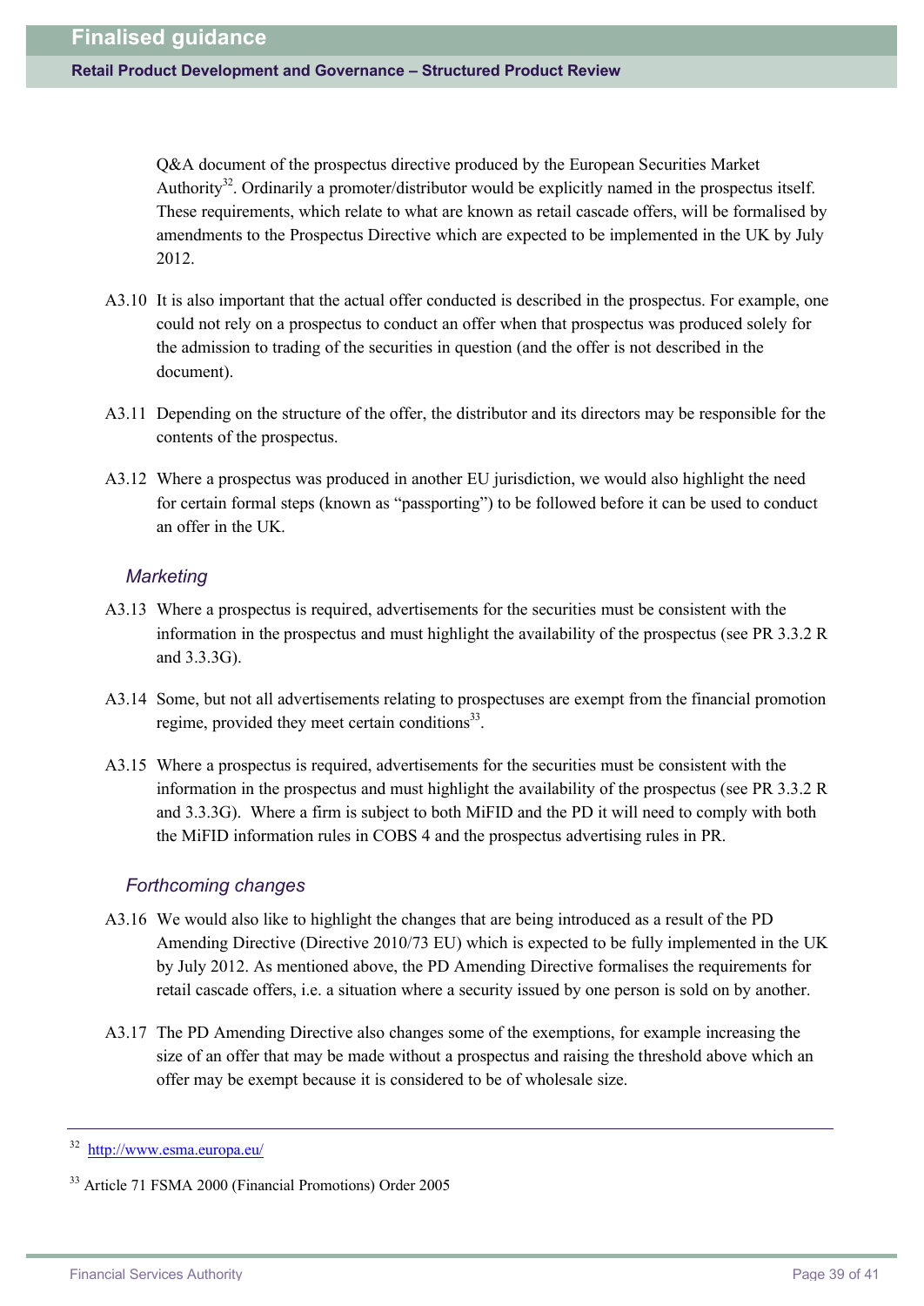Q&A document of the prospectus directive produced by the European Securities Market Authority[32]. Ordinarily a promoter/distributor would be explicitly named in the prospectus itself. These requirements, which relate to what are known as retail cascade offers, will be formalised by amendments to the Prospectus Directive which are expected to be implemented in the UK by July 2012.

A3.10 It is also important that the actual offer conducted is described in the prospectus. For example, one could not rely on a prospectus to conduct an offer when that prospectus was produced solely for the admission to trading of the securities in question (and the offer is not described in the document).

A3.11 Depending on the structure of the offer, the distributor and its directors may be responsible for the contents of the prospectus.

A3.12 Where a prospectus was produced in another EU jurisdiction, we would also highlight the need for certain formal steps (known as "passporting") to be followed before it can be used to conduct an offer in the UK.

### *Marketing*

A3.13 Where a prospectus is required, advertisements for the securities must be consistent with the information in the prospectus and must highlight the availability of the prospectus (see PR 3.3.2 R and 3.3.3G).

A3.14 Some, but not all advertisements relating to prospectuses are exempt from the financial promotion regime, provided they meet certain conditions[33].

A3.15 Where a prospectus is required, advertisements for the securities must be consistent with the information in the prospectus and must highlight the availability of the prospectus (see PR 3.3.2 R and 3.3.3G). Where a firm is subject to both MiFID and the PD it will need to comply with both the MiFID information rules in COBS 4 and the prospectus advertising rules in PR.

### *Forthcoming changes*

A3.16 We would also like to highlight the changes that are being introduced as a result of the PD Amending Directive (Directive 2010/73 EU) which is expected to be fully implemented in the UK by July 2012. As mentioned above, the PD Amending Directive formalises the requirements for retail cascade offers, i.e. a situation where a security issued by one person is sold on by another.

A3.17 The PD Amending Directive also changes some of the exemptions, for example increasing the size of an offer that may be made without a prospectus and raising the threshold above which an offer may be exempt because it is considered to be of wholesale size.

---

[32] http://www.esma.europa.eu/

[33] Article 71 FSMA 2000 (Financial Promotions) Order 2005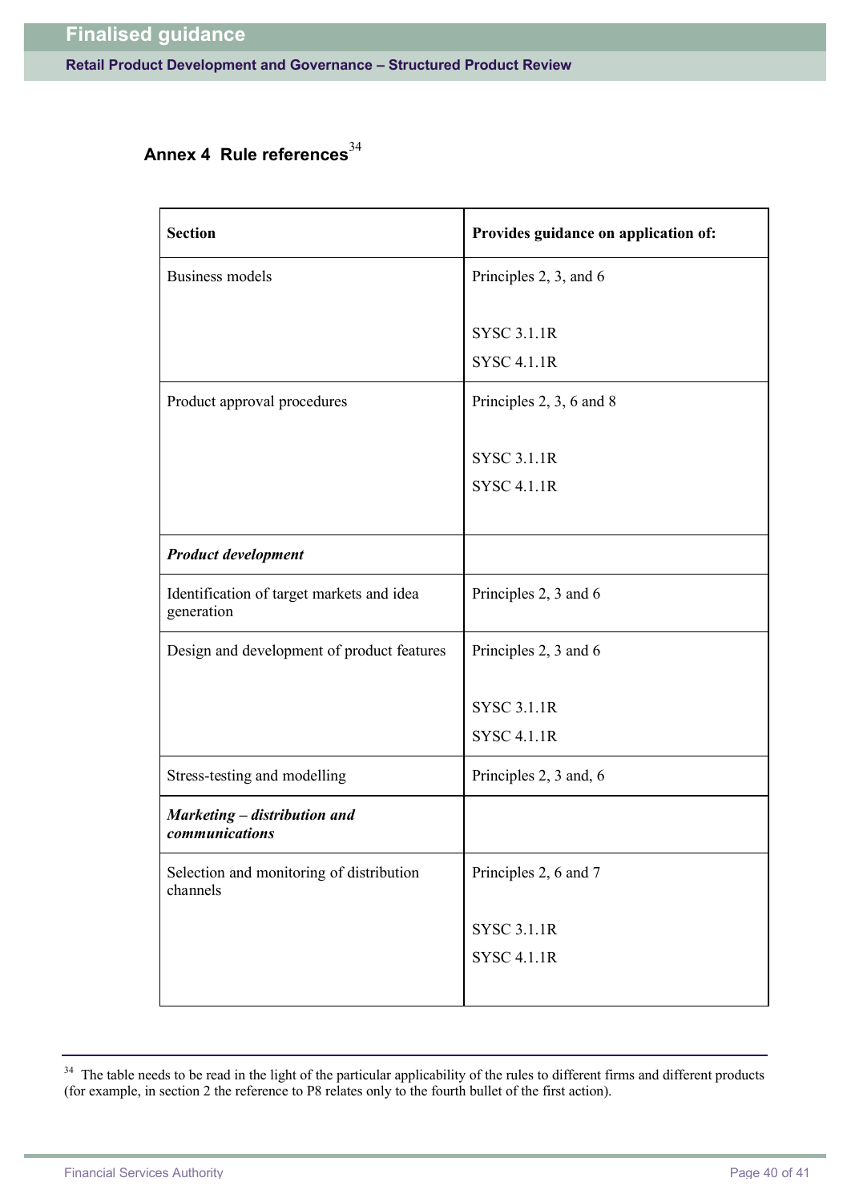## Annex 4 Rule references[34]

| Section | Provides guidance on application of: |
|---|---|
| Business models | Principles 2, 3, and 6<br><br>SYSC 3.1.1R<br>SYSC 4.1.1R |
| Product approval procedures | Principles 2, 3, 6 and 8<br><br>SYSC 3.1.1R<br>SYSC 4.1.1R |
| ***Product development*** | |
| Identification of target markets and idea generation | Principles 2, 3 and 6 |
| Design and development of product features | Principles 2, 3 and 6<br><br>SYSC 3.1.1R<br>SYSC 4.1.1R |
| Stress-testing and modelling | Principles 2, 3 and, 6 |
| ***Marketing – distribution and communications*** | |
| Selection and monitoring of distribution channels | Principles 2, 6 and 7<br><br>SYSC 3.1.1R<br>SYSC 4.1.1R |

[34] The table needs to be read in the light of the particular applicability of the rules to different firms and different products (for example, in section 2 the reference to P8 relates only to the fourth bullet of the first action).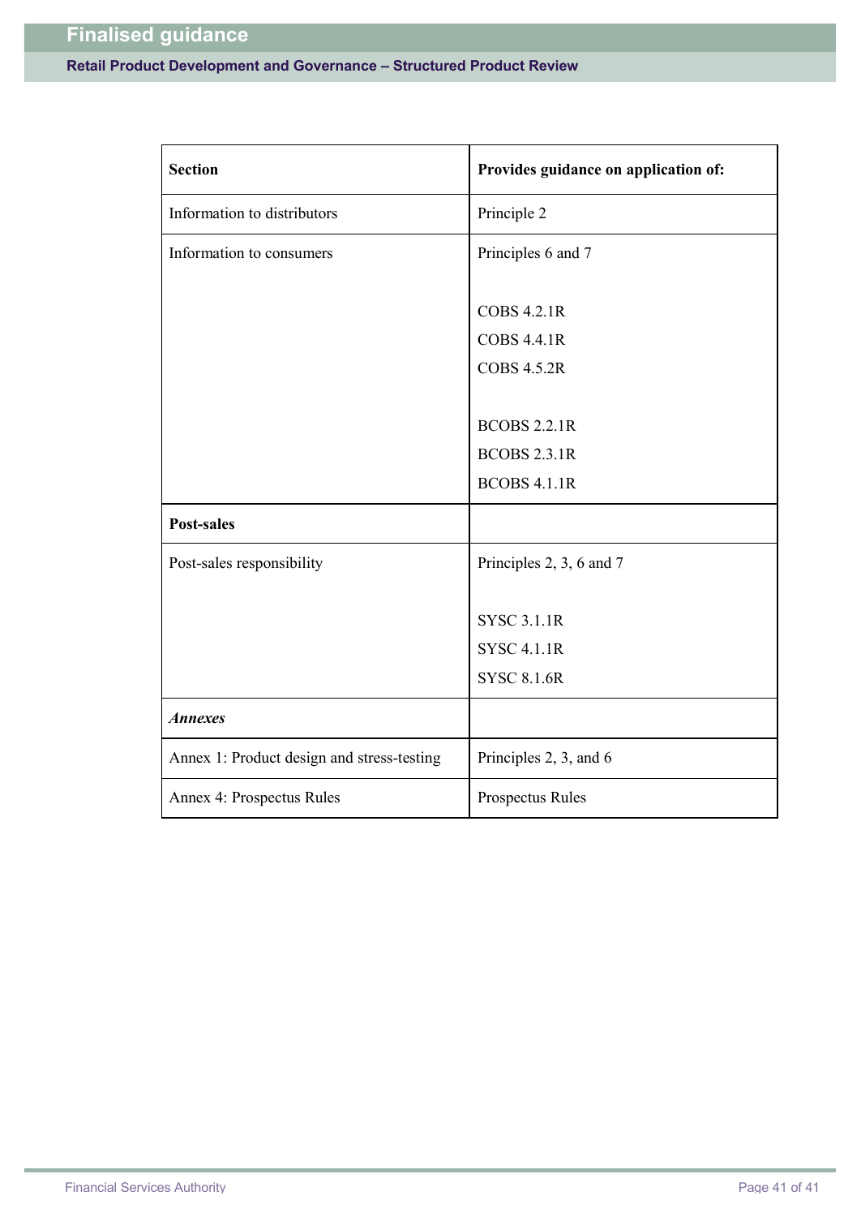| Section | Provides guidance on application of: |
|---|---|
| Information to distributors | Principle 2 |
| Information to consumers | Principles 6 and 7<br><br>COBS 4.2.1R<br>COBS 4.4.1R<br>COBS 4.5.2R<br><br>BCOBS 2.2.1R<br>BCOBS 2.3.1R<br>BCOBS 4.1.1R |
| **Post-sales** | |
| Post-sales responsibility | Principles 2, 3, 6 and 7<br><br>SYSC 3.1.1R<br>SYSC 4.1.1R<br>SYSC 8.1.6R |
| ***Annexes*** | |
| Annex 1: Product design and stress-testing | Principles 2, 3, and 6 |
| Annex 4: Prospectus Rules | Prospectus Rules |